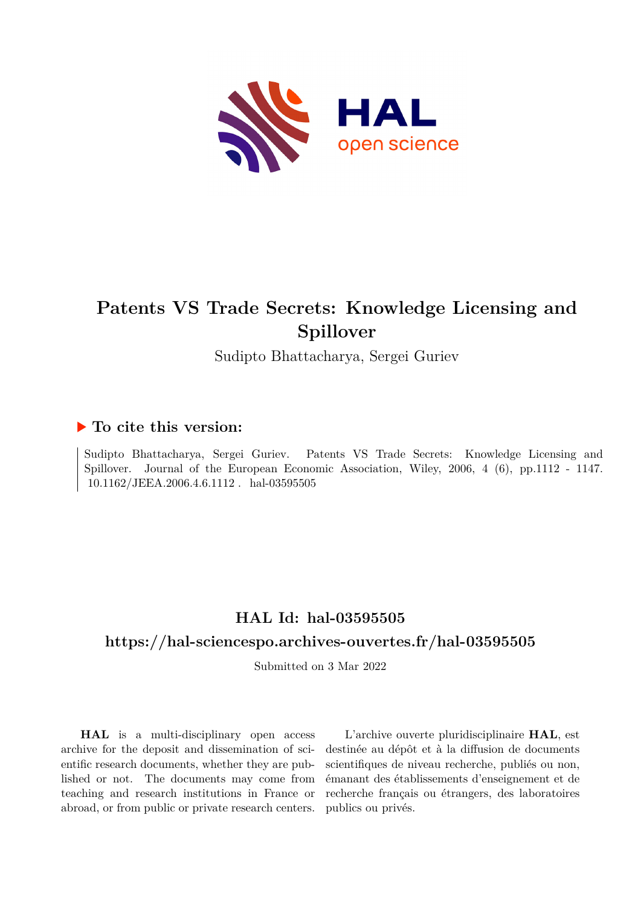# Patents VS Trade Secrets: Knowledge Licensing and Spillover

Sudipto Bhattacharya, Sergei Guriev

## ▶ To cite this version:

Sudipto Bhattacharya, Sergei Guriev. Patents VS Trade Secrets: Knowledge Licensing and Spillover. Journal of the European Economic Association, Wiley, 2006, 4 (6), pp.1112 - 1147. 10.1162/JEEA.2006.4.6.1112 . hal-03595505

## HAL Id: hal-03595505

## https://hal-sciencespo.archives-ouvertes.fr/hal-03595505

Submitted on 3 Mar 2022

**HAL** is a multi-disciplinary open access archive for the deposit and dissemination of scientific research documents, whether they are published or not. The documents may come from teaching and research institutions in France or abroad, or from public or private research centers.

L'archive ouverte pluridisciplinaire **HAL**, est destinée au dépôt et à la diffusion de documents scientifiques de niveau recherche, publiés ou non, émanant des établissements d'enseignement et de recherche français ou étrangers, des laboratoires publics ou privés.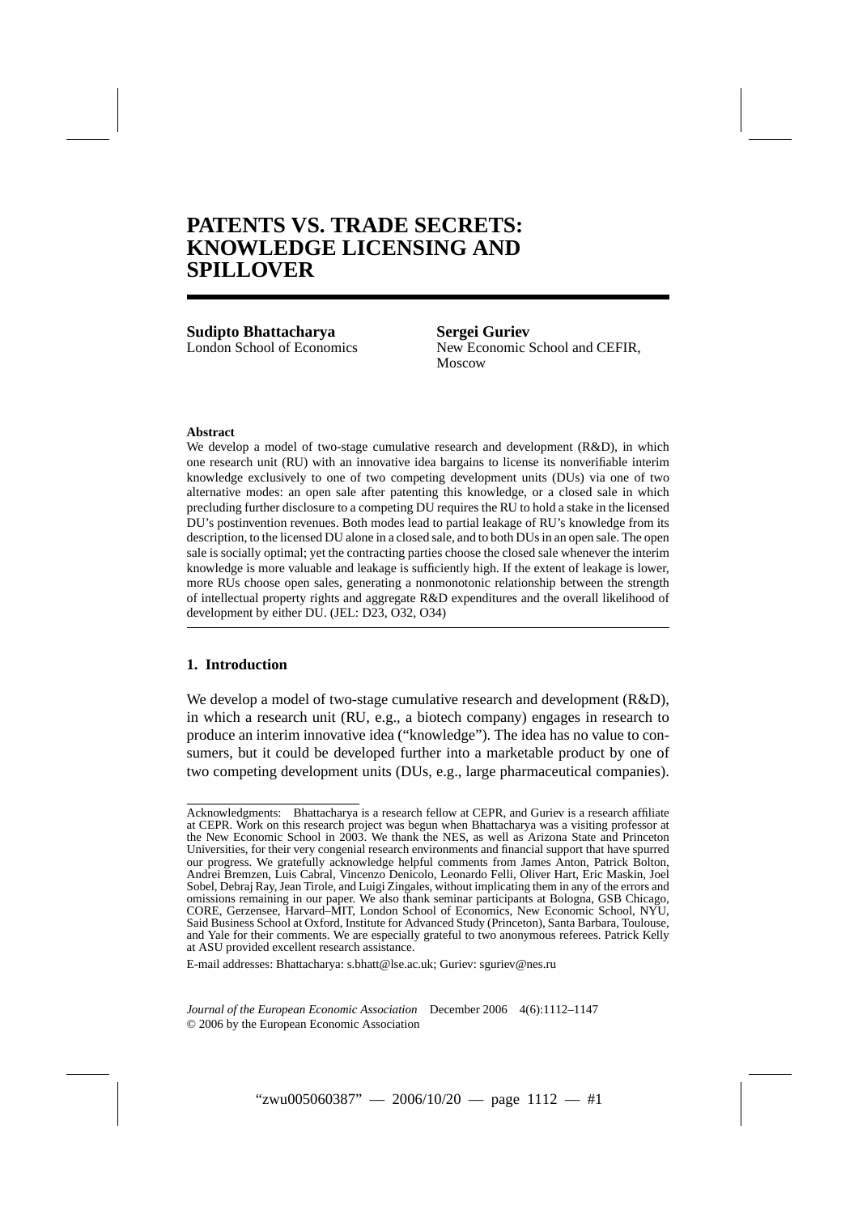# PATENTS VS. TRADE SECRETS: KNOWLEDGE LICENSING AND SPILLOVER

**Sudipto Bhattacharya**
London School of Economics

**Sergei Guriev**
New Economic School and CEFIR, Moscow

**Abstract**

We develop a model of two-stage cumulative research and development (R&D), in which one research unit (RU) with an innovative idea bargains to license its nonverifiable interim knowledge exclusively to one of two competing development units (DUs) via one of two alternative modes: an open sale after patenting this knowledge, or a closed sale in which precluding further disclosure to a competing DU requires the RU to hold a stake in the licensed DU's postinvention revenues. Both modes lead to partial leakage of RU's knowledge from its description, to the licensed DU alone in a closed sale, and to both DUs in an open sale. The open sale is socially optimal; yet the contracting parties choose the closed sale whenever the interim knowledge is more valuable and leakage is sufficiently high. If the extent of leakage is lower, more RUs choose open sales, generating a nonmonotonic relationship between the strength of intellectual property rights and aggregate R&D expenditures and the overall likelihood of development by either DU. (JEL: D23, O32, O34)

## 1. Introduction

We develop a model of two-stage cumulative research and development (R&D), in which a research unit (RU, e.g., a biotech company) engages in research to produce an interim innovative idea ("knowledge"). The idea has no value to consumers, but it could be developed further into a marketable product by one of two competing development units (DUs, e.g., large pharmaceutical companies).

---

Acknowledgments: Bhattacharya is a research fellow at CEPR, and Guriev is a research affiliate at CEPR. Work on this research project was begun when Bhattacharya was a visiting professor at the New Economic School in 2003. We thank the NES, as well as Arizona State and Princeton Universities, for their very congenial research environments and financial support that have spurred our progress. We gratefully acknowledge helpful comments from James Anton, Patrick Bolton, Andrei Bremzen, Luis Cabral, Vincenzo Denicolo, Leonardo Felli, Oliver Hart, Eric Maskin, Joel Sobel, Debraj Ray, Jean Tirole, and Luigi Zingales, without implicating them in any of the errors and omissions remaining in our paper. We also thank seminar participants at Bologna, GSB Chicago, CORE, Gerzensee, Harvard–MIT, London School of Economics, New Economic School, NYU, Said Business School at Oxford, Institute for Advanced Study (Princeton), Santa Barbara, Toulouse, and Yale for their comments. We are especially grateful to two anonymous referees. Patrick Kelly at ASU provided excellent research assistance.

E-mail addresses: Bhattacharya: s.bhatt@lse.ac.uk; Guriev: sguriev@nes.ru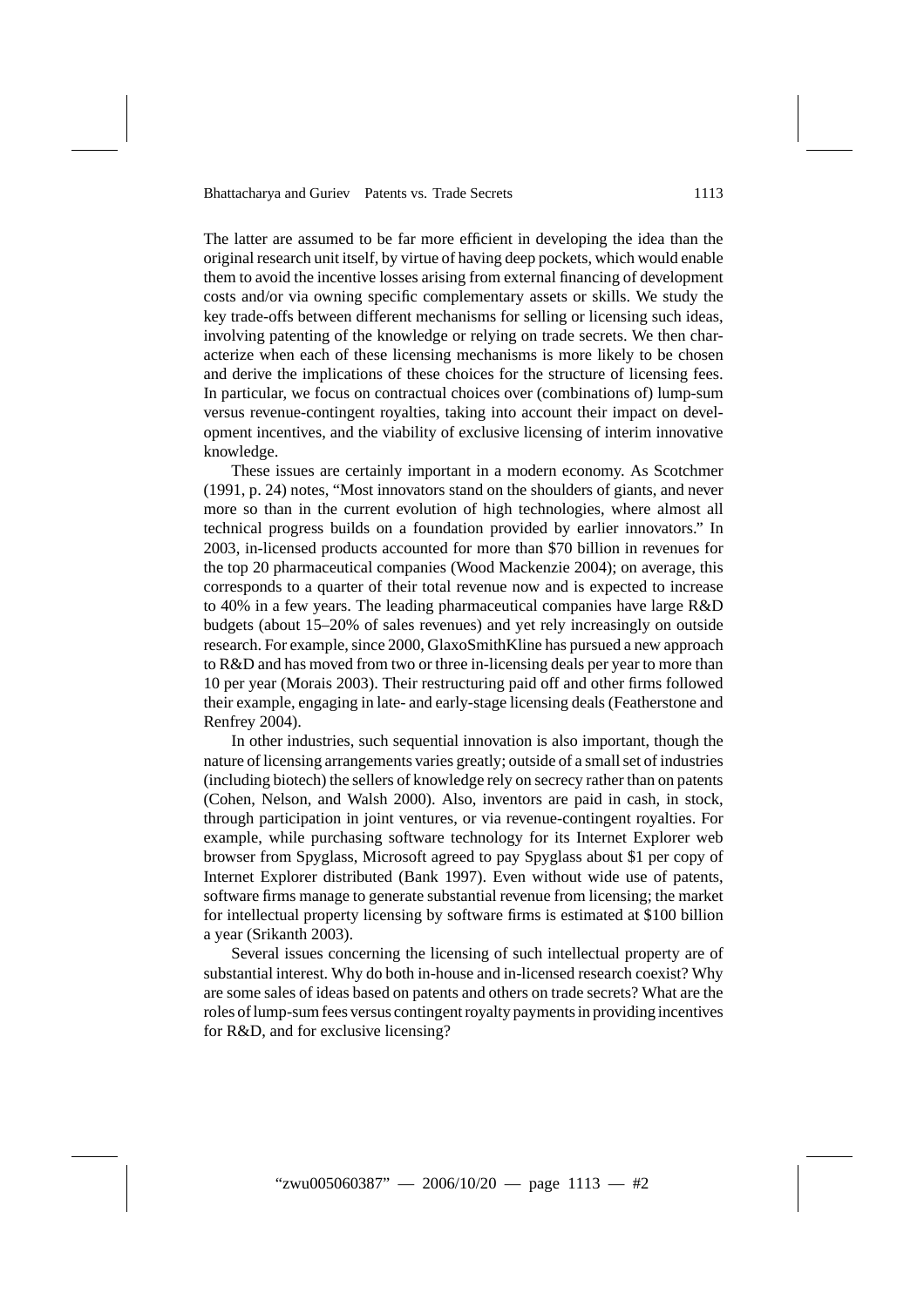The latter are assumed to be far more efficient in developing the idea than the original research unit itself, by virtue of having deep pockets, which would enable them to avoid the incentive losses arising from external financing of development costs and/or via owning specific complementary assets or skills. We study the key trade-offs between different mechanisms for selling or licensing such ideas, involving patenting of the knowledge or relying on trade secrets. We then characterize when each of these licensing mechanisms is more likely to be chosen and derive the implications of these choices for the structure of licensing fees. In particular, we focus on contractual choices over (combinations of) lump-sum versus revenue-contingent royalties, taking into account their impact on development incentives, and the viability of exclusive licensing of interim innovative knowledge.

These issues are certainly important in a modern economy. As Scotchmer (1991, p. 24) notes, "Most innovators stand on the shoulders of giants, and never more so than in the current evolution of high technologies, where almost all technical progress builds on a foundation provided by earlier innovators." In 2003, in-licensed products accounted for more than \$70 billion in revenues for the top 20 pharmaceutical companies (Wood Mackenzie 2004); on average, this corresponds to a quarter of their total revenue now and is expected to increase to 40% in a few years. The leading pharmaceutical companies have large R&D budgets (about 15–20% of sales revenues) and yet rely increasingly on outside research. For example, since 2000, GlaxoSmithKline has pursued a new approach to R&D and has moved from two or three in-licensing deals per year to more than 10 per year (Morais 2003). Their restructuring paid off and other firms followed their example, engaging in late- and early-stage licensing deals (Featherstone and Renfrey 2004).

In other industries, such sequential innovation is also important, though the nature of licensing arrangements varies greatly; outside of a small set of industries (including biotech) the sellers of knowledge rely on secrecy rather than on patents (Cohen, Nelson, and Walsh 2000). Also, inventors are paid in cash, in stock, through participation in joint ventures, or via revenue-contingent royalties. For example, while purchasing software technology for its Internet Explorer web browser from Spyglass, Microsoft agreed to pay Spyglass about \$1 per copy of Internet Explorer distributed (Bank 1997). Even without wide use of patents, software firms manage to generate substantial revenue from licensing; the market for intellectual property licensing by software firms is estimated at \$100 billion a year (Srikanth 2003).

Several issues concerning the licensing of such intellectual property are of substantial interest. Why do both in-house and in-licensed research coexist? Why are some sales of ideas based on patents and others on trade secrets? What are the roles of lump-sum fees versus contingent royalty payments in providing incentives for R&D, and for exclusive licensing?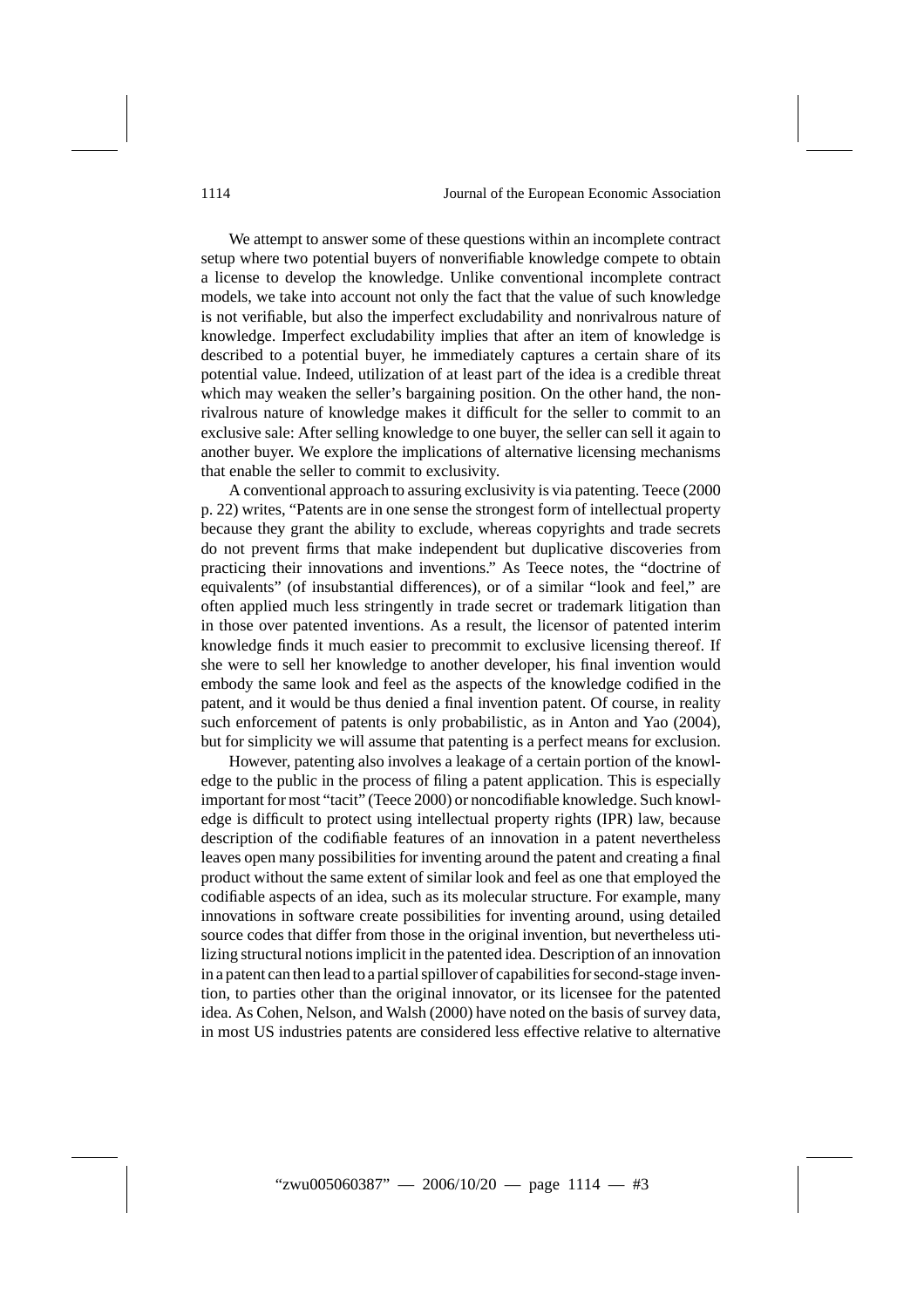We attempt to answer some of these questions within an incomplete contract setup where two potential buyers of nonverifiable knowledge compete to obtain a license to develop the knowledge. Unlike conventional incomplete contract models, we take into account not only the fact that the value of such knowledge is not verifiable, but also the imperfect excludability and nonrivalrous nature of knowledge. Imperfect excludability implies that after an item of knowledge is described to a potential buyer, he immediately captures a certain share of its potential value. Indeed, utilization of at least part of the idea is a credible threat which may weaken the seller's bargaining position. On the other hand, the nonrivalrous nature of knowledge makes it difficult for the seller to commit to an exclusive sale: After selling knowledge to one buyer, the seller can sell it again to another buyer. We explore the implications of alternative licensing mechanisms that enable the seller to commit to exclusivity.

A conventional approach to assuring exclusivity is via patenting. Teece (2000 p. 22) writes, "Patents are in one sense the strongest form of intellectual property because they grant the ability to exclude, whereas copyrights and trade secrets do not prevent firms that make independent but duplicative discoveries from practicing their innovations and inventions." As Teece notes, the "doctrine of equivalents" (of insubstantial differences), or of a similar "look and feel," are often applied much less stringently in trade secret or trademark litigation than in those over patented inventions. As a result, the licensor of patented interim knowledge finds it much easier to precommit to exclusive licensing thereof. If she were to sell her knowledge to another developer, his final invention would embody the same look and feel as the aspects of the knowledge codified in the patent, and it would be thus denied a final invention patent. Of course, in reality such enforcement of patents is only probabilistic, as in Anton and Yao (2004), but for simplicity we will assume that patenting is a perfect means for exclusion.

However, patenting also involves a leakage of a certain portion of the knowledge to the public in the process of filing a patent application. This is especially important for most "tacit" (Teece 2000) or noncodifiable knowledge. Such knowledge is difficult to protect using intellectual property rights (IPR) law, because description of the codifiable features of an innovation in a patent nevertheless leaves open many possibilities for inventing around the patent and creating a final product without the same extent of similar look and feel as one that employed the codifiable aspects of an idea, such as its molecular structure. For example, many innovations in software create possibilities for inventing around, using detailed source codes that differ from those in the original invention, but nevertheless utilizing structural notions implicit in the patented idea. Description of an innovation in a patent can then lead to a partial spillover of capabilities for second-stage invention, to parties other than the original innovator, or its licensee for the patented idea. As Cohen, Nelson, and Walsh (2000) have noted on the basis of survey data, in most US industries patents are considered less effective relative to alternative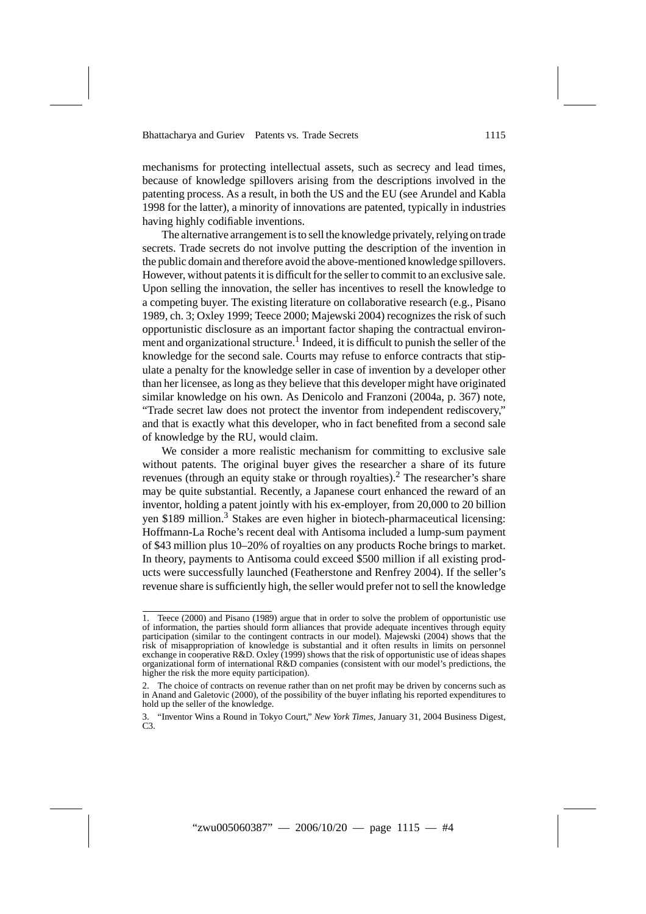mechanisms for protecting intellectual assets, such as secrecy and lead times, because of knowledge spillovers arising from the descriptions involved in the patenting process. As a result, in both the US and the EU (see Arundel and Kabla 1998 for the latter), a minority of innovations are patented, typically in industries having highly codifiable inventions.

The alternative arrangement is to sell the knowledge privately, relying on trade secrets. Trade secrets do not involve putting the description of the invention in the public domain and therefore avoid the above-mentioned knowledge spillovers. However, without patents it is difficult for the seller to commit to an exclusive sale. Upon selling the innovation, the seller has incentives to resell the knowledge to a competing buyer. The existing literature on collaborative research (e.g., Pisano 1989, ch. 3; Oxley 1999; Teece 2000; Majewski 2004) recognizes the risk of such opportunistic disclosure as an important factor shaping the contractual environment and organizational structure.[1] Indeed, it is difficult to punish the seller of the knowledge for the second sale. Courts may refuse to enforce contracts that stipulate a penalty for the knowledge seller in case of invention by a developer other than her licensee, as long as they believe that this developer might have originated similar knowledge on his own. As Denicolo and Franzoni (2004a, p. 367) note, "Trade secret law does not protect the inventor from independent rediscovery," and that is exactly what this developer, who in fact benefited from a second sale of knowledge by the RU, would claim.

We consider a more realistic mechanism for committing to exclusive sale without patents. The original buyer gives the researcher a share of its future revenues (through an equity stake or through royalties).[2] The researcher's share may be quite substantial. Recently, a Japanese court enhanced the reward of an inventor, holding a patent jointly with his ex-employer, from 20,000 to 20 billion yen \$189 million.[3] Stakes are even higher in biotech-pharmaceutical licensing: Hoffmann-La Roche's recent deal with Antisoma included a lump-sum payment of \$43 million plus 10–20% of royalties on any products Roche brings to market. In theory, payments to Antisoma could exceed \$500 million if all existing products were successfully launched (Featherstone and Renfrey 2004). If the seller's revenue share is sufficiently high, the seller would prefer not to sell the knowledge

---

1. Teece (2000) and Pisano (1989) argue that in order to solve the problem of opportunistic use of information, the parties should form alliances that provide adequate incentives through equity participation (similar to the contingent contracts in our model). Majewski (2004) shows that the risk of misappropriation of knowledge is substantial and it often results in limits on personnel exchange in cooperative R&D. Oxley (1999) shows that the risk of opportunistic use of ideas shapes organizational form of international R&D companies (consistent with our model's predictions, the higher the risk the more equity participation).

2. The choice of contracts on revenue rather than on net profit may be driven by concerns such as in Anand and Galetovic (2000), of the possibility of the buyer inflating his reported expenditures to hold up the seller of the knowledge.

3. "Inventor Wins a Round in Tokyo Court," *New York Times*, January 31, 2004 Business Digest, C3.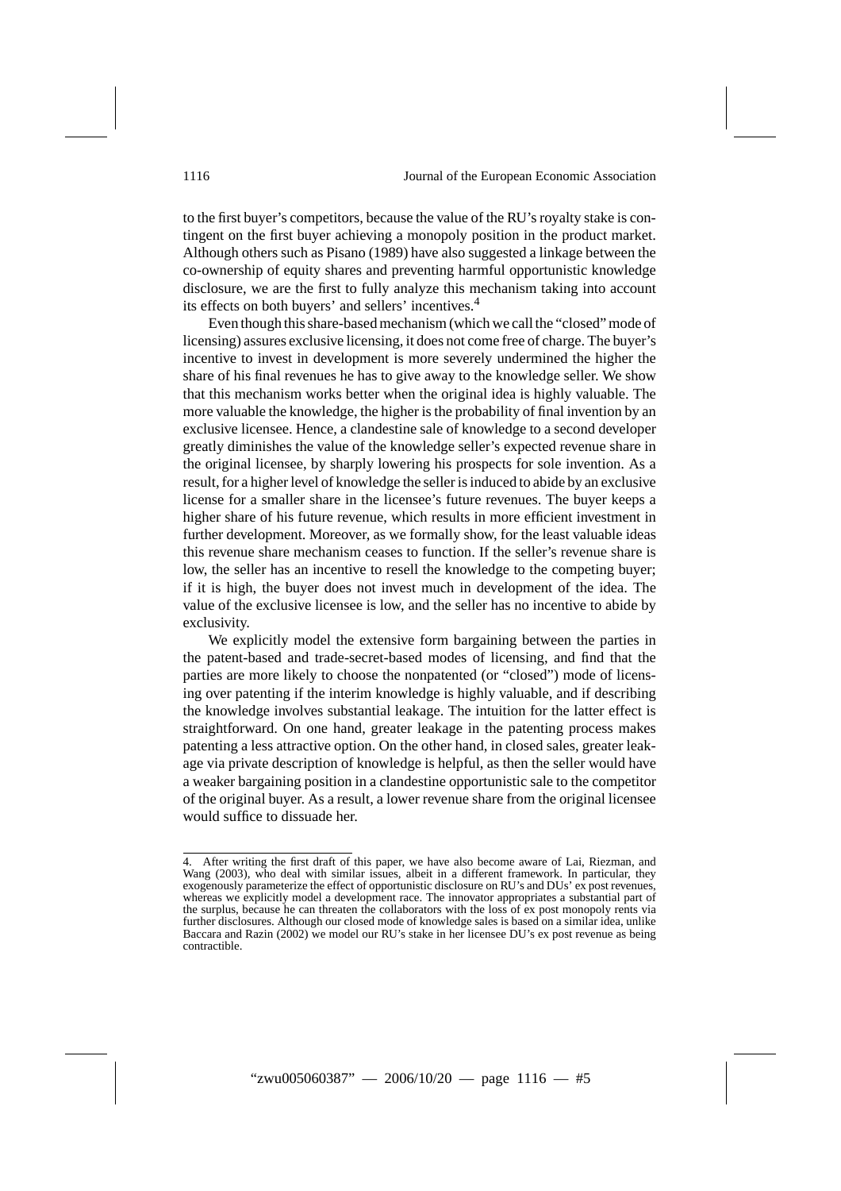to the first buyer's competitors, because the value of the RU's royalty stake is contingent on the first buyer achieving a monopoly position in the product market. Although others such as Pisano (1989) have also suggested a linkage between the co-ownership of equity shares and preventing harmful opportunistic knowledge disclosure, we are the first to fully analyze this mechanism taking into account its effects on both buyers' and sellers' incentives.[4]

Even though this share-based mechanism (which we call the "closed" mode of licensing) assures exclusive licensing, it does not come free of charge. The buyer's incentive to invest in development is more severely undermined the higher the share of his final revenues he has to give away to the knowledge seller. We show that this mechanism works better when the original idea is highly valuable. The more valuable the knowledge, the higher is the probability of final invention by an exclusive licensee. Hence, a clandestine sale of knowledge to a second developer greatly diminishes the value of the knowledge seller's expected revenue share in the original licensee, by sharply lowering his prospects for sole invention. As a result, for a higher level of knowledge the seller is induced to abide by an exclusive license for a smaller share in the licensee's future revenues. The buyer keeps a higher share of his future revenue, which results in more efficient investment in further development. Moreover, as we formally show, for the least valuable ideas this revenue share mechanism ceases to function. If the seller's revenue share is low, the seller has an incentive to resell the knowledge to the competing buyer; if it is high, the buyer does not invest much in development of the idea. The value of the exclusive licensee is low, and the seller has no incentive to abide by exclusivity.

We explicitly model the extensive form bargaining between the parties in the patent-based and trade-secret-based modes of licensing, and find that the parties are more likely to choose the nonpatented (or "closed") mode of licensing over patenting if the interim knowledge is highly valuable, and if describing the knowledge involves substantial leakage. The intuition for the latter effect is straightforward. On one hand, greater leakage in the patenting process makes patenting a less attractive option. On the other hand, in closed sales, greater leakage via private description of knowledge is helpful, as then the seller would have a weaker bargaining position in a clandestine opportunistic sale to the competitor of the original buyer. As a result, a lower revenue share from the original licensee would suffice to dissuade her.

---

4. After writing the first draft of this paper, we have also become aware of Lai, Riezman, and Wang (2003), who deal with similar issues, albeit in a different framework. In particular, they exogenously parameterize the effect of opportunistic disclosure on RU's and DUs' ex post revenues, whereas we explicitly model a development race. The innovator appropriates a substantial part of the surplus, because he can threaten the collaborators with the loss of ex post monopoly rents via further disclosures. Although our closed mode of knowledge sales is based on a similar idea, unlike Baccara and Razin (2002) we model our RU's stake in her licensee DU's ex post revenue as being contractible.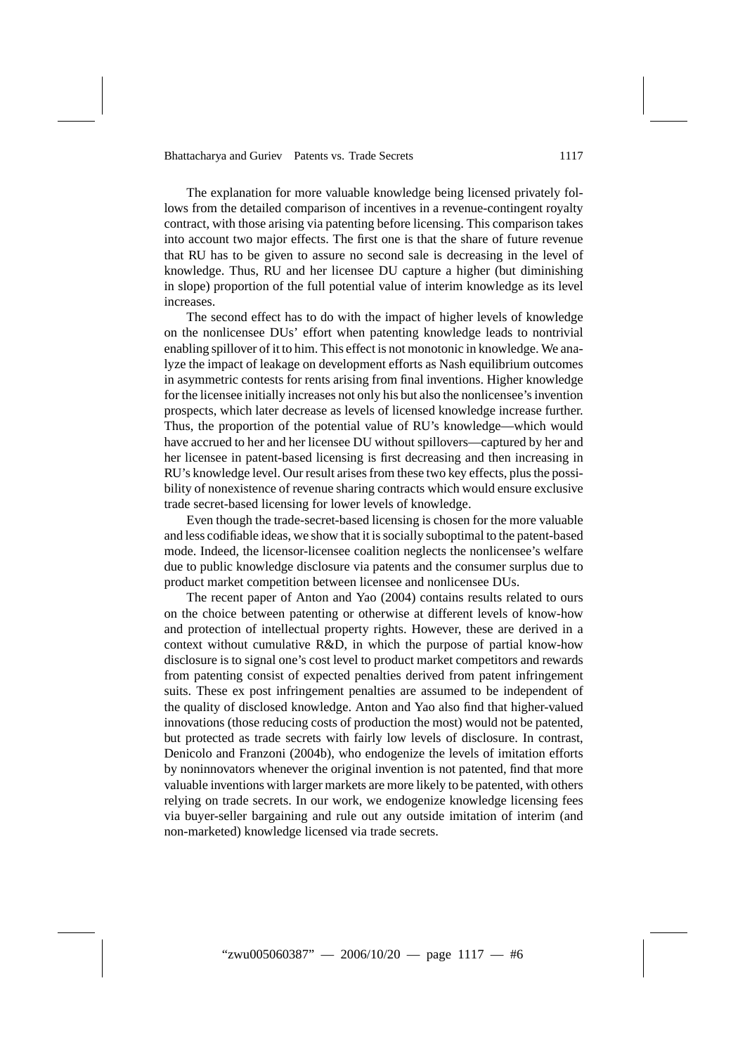The explanation for more valuable knowledge being licensed privately follows from the detailed comparison of incentives in a revenue-contingent royalty contract, with those arising via patenting before licensing. This comparison takes into account two major effects. The first one is that the share of future revenue that RU has to be given to assure no second sale is decreasing in the level of knowledge. Thus, RU and her licensee DU capture a higher (but diminishing in slope) proportion of the full potential value of interim knowledge as its level increases.

The second effect has to do with the impact of higher levels of knowledge on the nonlicensee DUs' effort when patenting knowledge leads to nontrivial enabling spillover of it to him. This effect is not monotonic in knowledge. We analyze the impact of leakage on development efforts as Nash equilibrium outcomes in asymmetric contests for rents arising from final inventions. Higher knowledge for the licensee initially increases not only his but also the nonlicensee's invention prospects, which later decrease as levels of licensed knowledge increase further. Thus, the proportion of the potential value of RU's knowledge—which would have accrued to her and her licensee DU without spillovers—captured by her and her licensee in patent-based licensing is first decreasing and then increasing in RU's knowledge level. Our result arises from these two key effects, plus the possibility of nonexistence of revenue sharing contracts which would ensure exclusive trade secret-based licensing for lower levels of knowledge.

Even though the trade-secret-based licensing is chosen for the more valuable and less codifiable ideas, we show that it is socially suboptimal to the patent-based mode. Indeed, the licensor-licensee coalition neglects the nonlicensee's welfare due to public knowledge disclosure via patents and the consumer surplus due to product market competition between licensee and nonlicensee DUs.

The recent paper of Anton and Yao (2004) contains results related to ours on the choice between patenting or otherwise at different levels of know-how and protection of intellectual property rights. However, these are derived in a context without cumulative R&D, in which the purpose of partial know-how disclosure is to signal one's cost level to product market competitors and rewards from patenting consist of expected penalties derived from patent infringement suits. These ex post infringement penalties are assumed to be independent of the quality of disclosed knowledge. Anton and Yao also find that higher-valued innovations (those reducing costs of production the most) would not be patented, but protected as trade secrets with fairly low levels of disclosure. In contrast, Denicolo and Franzoni (2004b), who endogenize the levels of imitation efforts by noninnovators whenever the original invention is not patented, find that more valuable inventions with larger markets are more likely to be patented, with others relying on trade secrets. In our work, we endogenize knowledge licensing fees via buyer-seller bargaining and rule out any outside imitation of interim (and non-marketed) knowledge licensed via trade secrets.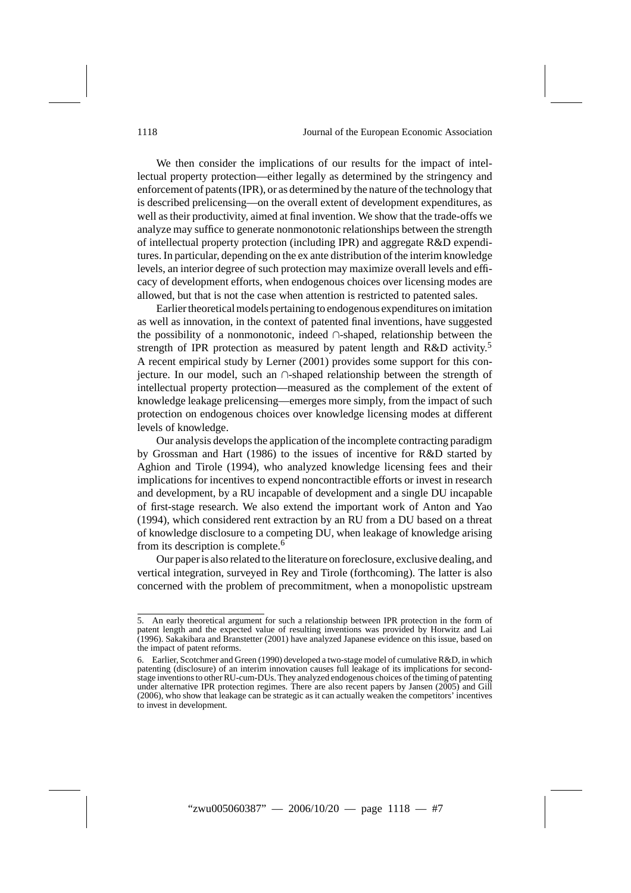We then consider the implications of our results for the impact of intellectual property protection—either legally as determined by the stringency and enforcement of patents (IPR), or as determined by the nature of the technology that is described prelicensing—on the overall extent of development expenditures, as well as their productivity, aimed at final invention. We show that the trade-offs we analyze may suffice to generate nonmonotonic relationships between the strength of intellectual property protection (including IPR) and aggregate R&D expenditures. In particular, depending on the ex ante distribution of the interim knowledge levels, an interior degree of such protection may maximize overall levels and efficacy of development efforts, when endogenous choices over licensing modes are allowed, but that is not the case when attention is restricted to patented sales.

Earlier theoretical models pertaining to endogenous expenditures on imitation as well as innovation, in the context of patented final inventions, have suggested the possibility of a nonmonotonic, indeed ∩-shaped, relationship between the strength of IPR protection as measured by patent length and R&D activity.[5] A recent empirical study by Lerner (2001) provides some support for this conjecture. In our model, such an ∩-shaped relationship between the strength of intellectual property protection—measured as the complement of the extent of knowledge leakage prelicensing—emerges more simply, from the impact of such protection on endogenous choices over knowledge licensing modes at different levels of knowledge.

Our analysis develops the application of the incomplete contracting paradigm by Grossman and Hart (1986) to the issues of incentive for R&D started by Aghion and Tirole (1994), who analyzed knowledge licensing fees and their implications for incentives to expend noncontractible efforts or invest in research and development, by a RU incapable of development and a single DU incapable of first-stage research. We also extend the important work of Anton and Yao (1994), which considered rent extraction by an RU from a DU based on a threat of knowledge disclosure to a competing DU, when leakage of knowledge arising from its description is complete.[6]

Our paper is also related to the literature on foreclosure, exclusive dealing, and vertical integration, surveyed in Rey and Tirole (forthcoming). The latter is also concerned with the problem of precommitment, when a monopolistic upstream

---

5. An early theoretical argument for such a relationship between IPR protection in the form of patent length and the expected value of resulting inventions was provided by Horwitz and Lai (1996). Sakakibara and Branstetter (2001) have analyzed Japanese evidence on this issue, based on the impact of patent reforms.

6. Earlier, Scotchmer and Green (1990) developed a two-stage model of cumulative R&D, in which patenting (disclosure) of an interim innovation causes full leakage of its implications for second-stage inventions to other RU-cum-DUs. They analyzed endogenous choices of the timing of patenting under alternative IPR protection regimes. There are also recent papers by Jansen (2005) and Gill (2006), who show that leakage can be strategic as it can actually weaken the competitors' incentives to invest in development.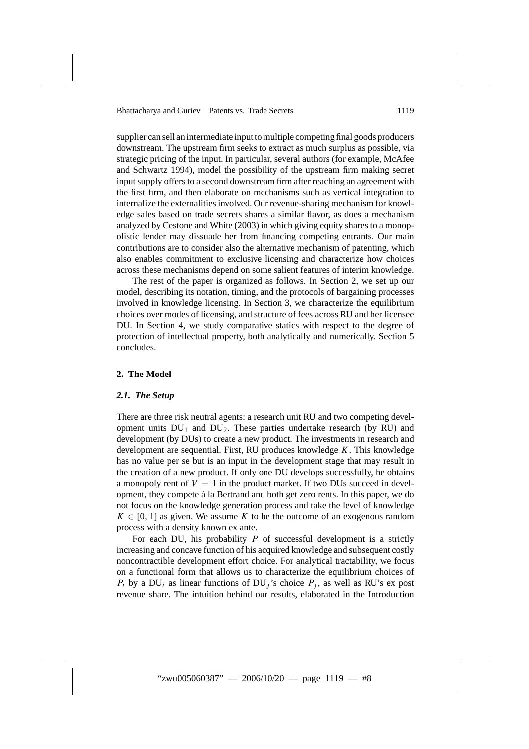supplier can sell an intermediate input to multiple competing final goods producers downstream. The upstream firm seeks to extract as much surplus as possible, via strategic pricing of the input. In particular, several authors (for example, McAfee and Schwartz 1994), model the possibility of the upstream firm making secret input supply offers to a second downstream firm after reaching an agreement with the first firm, and then elaborate on mechanisms such as vertical integration to internalize the externalities involved. Our revenue-sharing mechanism for knowledge sales based on trade secrets shares a similar flavor, as does a mechanism analyzed by Cestone and White (2003) in which giving equity shares to a monopolistic lender may dissuade her from financing competing entrants. Our main contributions are to consider also the alternative mechanism of patenting, which also enables commitment to exclusive licensing and characterize how choices across these mechanisms depend on some salient features of interim knowledge.

The rest of the paper is organized as follows. In Section 2, we set up our model, describing its notation, timing, and the protocols of bargaining processes involved in knowledge licensing. In Section 3, we characterize the equilibrium choices over modes of licensing, and structure of fees across RU and her licensee DU. In Section 4, we study comparative statics with respect to the degree of protection of intellectual property, both analytically and numerically. Section 5 concludes.

## 2. The Model

### *2.1. The Setup*

There are three risk neutral agents: a research unit RU and two competing development units $DU_1$ and $DU_2$. These parties undertake research (by RU) and development (by DUs) to create a new product. The investments in research and development are sequential. First, RU produces knowledge $K$. This knowledge has no value per se but is an input in the development stage that may result in the creation of a new product. If only one DU develops successfully, he obtains a monopoly rent of $V = 1$ in the product market. If two DUs succeed in development, they compete à la Bertrand and both get zero rents. In this paper, we do not focus on the knowledge generation process and take the level of knowledge $K \in [0, 1]$ as given. We assume $K$ to be the outcome of an exogenous random process with a density known ex ante.

For each DU, his probability $P$ of successful development is a strictly increasing and concave function of his acquired knowledge and subsequent costly noncontractible development effort choice. For analytical tractability, we focus on a functional form that allows us to characterize the equilibrium choices of $P_i$ by a $DU_i$ as linear functions of $DU_j$'s choice $P_j$, as well as RU's ex post revenue share. The intuition behind our results, elaborated in the Introduction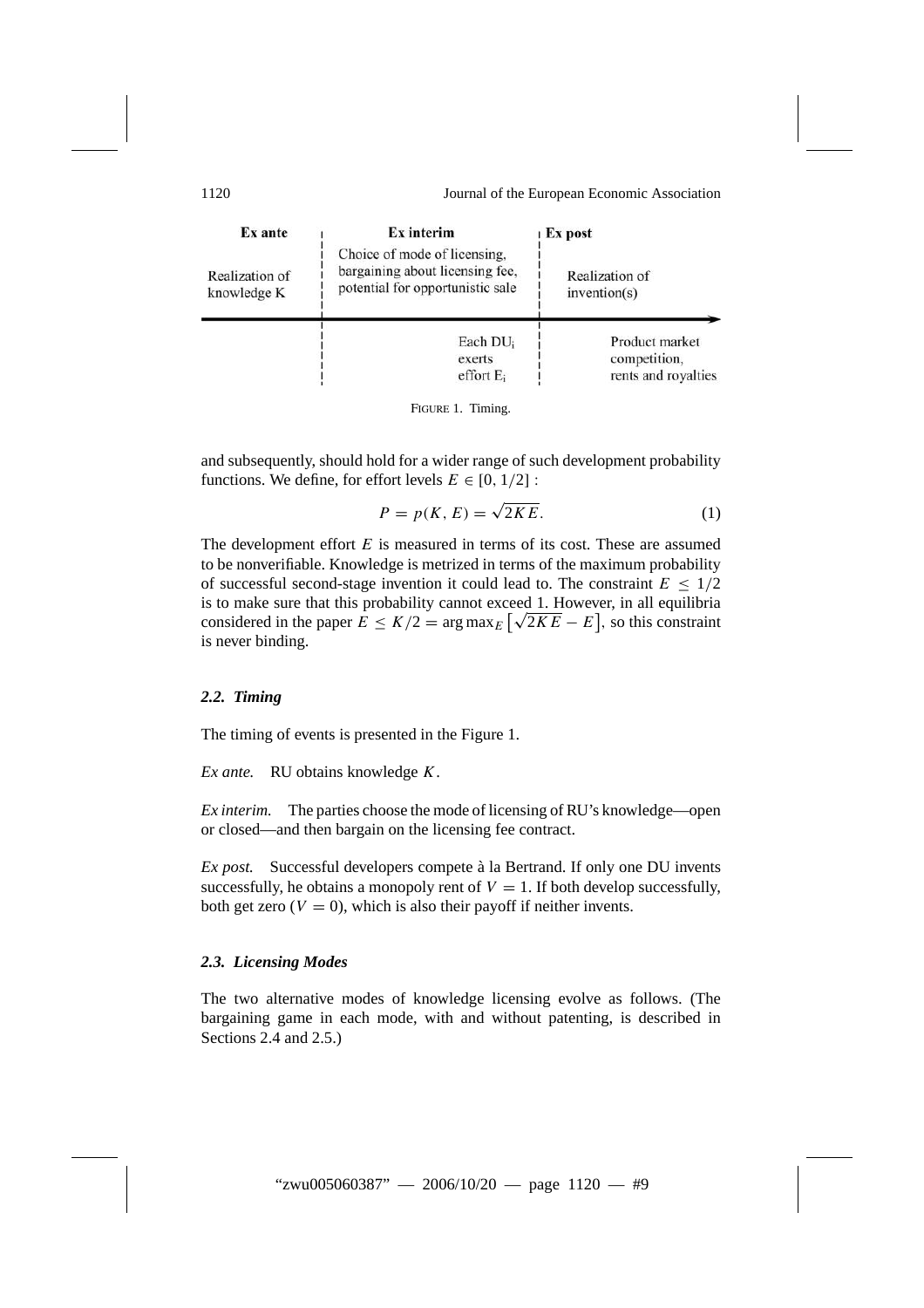| Ex ante | Ex interim | Ex post |
| --- | --- | --- |
| Realization of knowledge K | Choice of mode of licensing, bargaining about licensing fee, potential for opportunistic sale | Realization of invention(s) |
| | Each $DU_i$ exerts effort $E_i$ | Product market competition, rents and royalties |

FIGURE 1. Timing.

and subsequently, should hold for a wider range of such development probability functions. We define, for effort levels $E \in [0, 1/2]$ :

$$P = p(K, E) = \sqrt{2KE}. \tag{1}$$

The development effort $E$ is measured in terms of its cost. These are assumed to be nonverifiable. Knowledge is metrized in terms of the maximum probability of successful second-stage invention it could lead to. The constraint $E \leq 1/2$ is to make sure that this probability cannot exceed 1. However, in all equilibria considered in the paper $E \leq K/2 = \arg\max_E \left[\sqrt{2KE} - E\right]$, so this constraint is never binding.

### *2.2. Timing*

The timing of events is presented in the Figure 1.

*Ex ante.* RU obtains knowledge $K$.

*Ex interim.* The parties choose the mode of licensing of RU's knowledge—open or closed—and then bargain on the licensing fee contract.

*Ex post.* Successful developers compete à la Bertrand. If only one DU invents successfully, he obtains a monopoly rent of $V = 1$. If both develop successfully, both get zero ($V = 0$), which is also their payoff if neither invents.

### *2.3. Licensing Modes*

The two alternative modes of knowledge licensing evolve as follows. (The bargaining game in each mode, with and without patenting, is described in Sections 2.4 and 2.5.)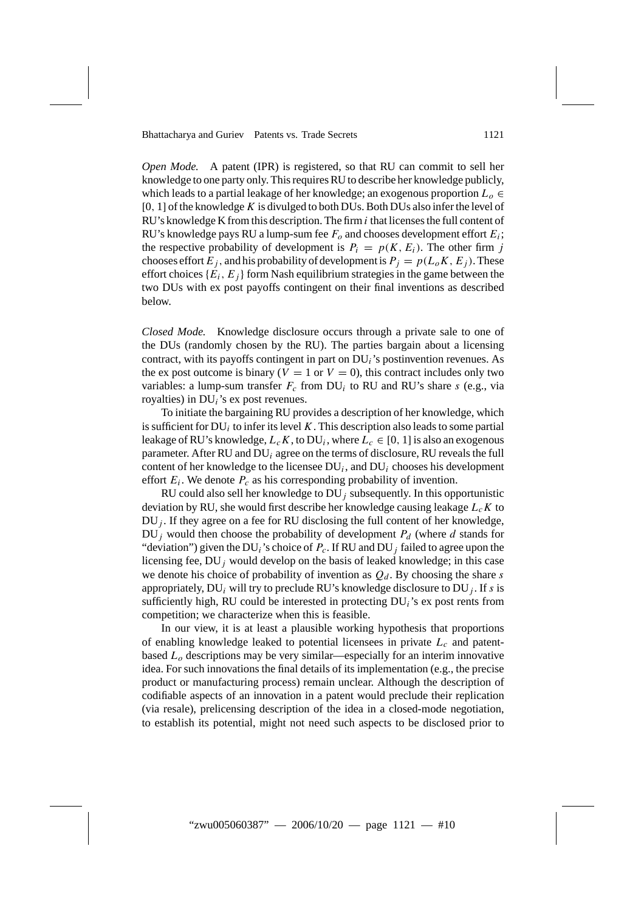*Open Mode.* A patent (IPR) is registered, so that RU can commit to sell her knowledge to one party only. This requires RU to describe her knowledge publicly, which leads to a partial leakage of her knowledge; an exogenous proportion $L_o \in [0, 1]$ of the knowledge $K$ is divulged to both DUs. Both DUs also infer the level of RU's knowledge K from this description. The firm $i$ that licenses the full content of RU's knowledge pays RU a lump-sum fee $F_o$ and chooses development effort $E_i$; the respective probability of development is $P_i = p(K, E_i)$. The other firm $j$ chooses effort $E_j$, and his probability of development is $P_j = p(L_o K, E_j)$. These effort choices $\{E_i, E_j\}$ form Nash equilibrium strategies in the game between the two DUs with ex post payoffs contingent on their final inventions as described below.

*Closed Mode.* Knowledge disclosure occurs through a private sale to one of the DUs (randomly chosen by the RU). The parties bargain about a licensing contract, with its payoffs contingent in part on $\text{DU}_i$'s postinvention revenues. As the ex post outcome is binary ($V = 1$ or $V = 0$), this contract includes only two variables: a lump-sum transfer $F_c$ from $\text{DU}_i$ to RU and RU's share $s$ (e.g., via royalties) in $\text{DU}_i$'s ex post revenues.

To initiate the bargaining RU provides a description of her knowledge, which is sufficient for $\text{DU}_i$ to infer its level $K$. This description also leads to some partial leakage of RU's knowledge, $L_c K$, to $\text{DU}_i$, where $L_c \in [0, 1]$ is also an exogenous parameter. After RU and $\text{DU}_i$ agree on the terms of disclosure, RU reveals the full content of her knowledge to the licensee $\text{DU}_i$, and $\text{DU}_i$ chooses his development effort $E_i$. We denote $P_c$ as his corresponding probability of invention.

RU could also sell her knowledge to $\text{DU}_j$ subsequently. In this opportunistic deviation by RU, she would first describe her knowledge causing leakage $L_c K$ to $\text{DU}_j$. If they agree on a fee for RU disclosing the full content of her knowledge, $\text{DU}_j$ would then choose the probability of development $P_d$ (where $d$ stands for "deviation") given the $\text{DU}_i$'s choice of $P_c$. If RU and $\text{DU}_j$ failed to agree upon the licensing fee, $\text{DU}_j$ would develop on the basis of leaked knowledge; in this case we denote his choice of probability of invention as $Q_d$. By choosing the share $s$ appropriately, $\text{DU}_i$ will try to preclude RU's knowledge disclosure to $\text{DU}_j$. If $s$ is sufficiently high, RU could be interested in protecting $\text{DU}_i$'s ex post rents from competition; we characterize when this is feasible.

In our view, it is at least a plausible working hypothesis that proportions of enabling knowledge leaked to potential licensees in private $L_c$ and patent-based $L_o$ descriptions may be very similar—especially for an interim innovative idea. For such innovations the final details of its implementation (e.g., the precise product or manufacturing process) remain unclear. Although the description of codifiable aspects of an innovation in a patent would preclude their replication (via resale), prelicensing description of the idea in a closed-mode negotiation, to establish its potential, might not need such aspects to be disclosed prior to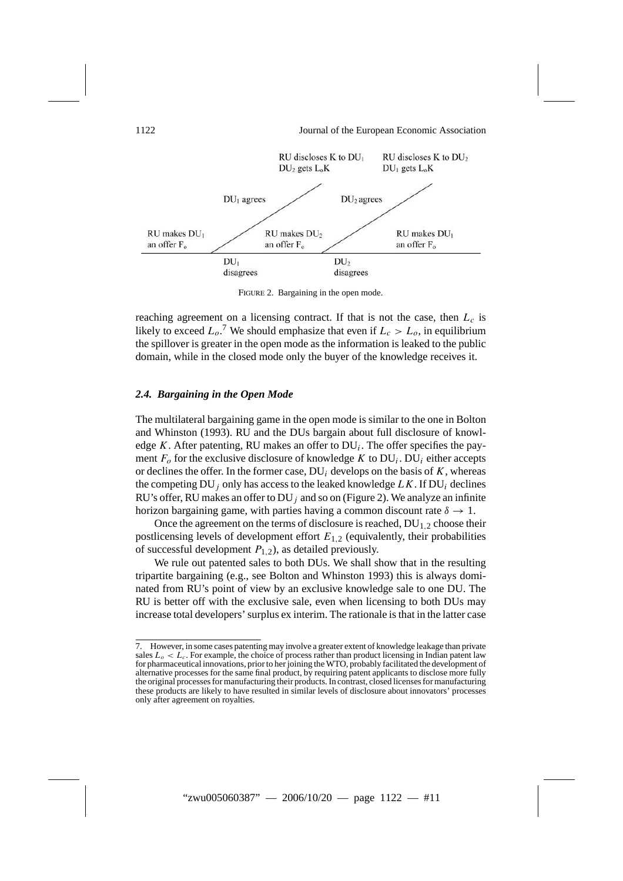RU discloses K to $DU_1$ $DU_2$ gets $L_oK$ | RU discloses K to $DU_2$ $DU_1$ gets $L_oK$

$DU_1$ agrees | $DU_2$ agrees

RU makes $DU_1$ an offer $F_o$ | RU makes $DU_2$ an offer $F_o$ | RU makes $DU_1$ an offer $F_o$

$DU_1$ disagrees | $DU_2$ disagrees

FIGURE 2. Bargaining in the open mode.

reaching agreement on a licensing contract. If that is not the case, then $L_c$ is likely to exceed $L_o$.[7] We should emphasize that even if $L_c > L_o$, in equilibrium the spillover is greater in the open mode as the information is leaked to the public domain, while in the closed mode only the buyer of the knowledge receives it.

### *2.4. Bargaining in the Open Mode*

The multilateral bargaining game in the open mode is similar to the one in Bolton and Whinston (1993). RU and the DUs bargain about full disclosure of knowledge $K$. After patenting, RU makes an offer to $DU_i$. The offer specifies the payment $F_o$ for the exclusive disclosure of knowledge $K$ to $DU_i$. $DU_i$ either accepts or declines the offer. In the former case, $DU_i$ develops on the basis of $K$, whereas the competing $DU_j$ only has access to the leaked knowledge $LK$. If $DU_i$ declines RU's offer, RU makes an offer to $DU_j$ and so on (Figure 2). We analyze an infinite horizon bargaining game, with parties having a common discount rate $\delta \to 1$.

Once the agreement on the terms of disclosure is reached, $DU_{1,2}$ choose their postlicensing levels of development effort $E_{1,2}$ (equivalently, their probabilities of successful development $P_{1,2}$), as detailed previously.

We rule out patented sales to both DUs. We shall show that in the resulting tripartite bargaining (e.g., see Bolton and Whinston 1993) this is always dominated from RU's point of view by an exclusive knowledge sale to one DU. The RU is better off with the exclusive sale, even when licensing to both DUs may increase total developers' surplus ex interim. The rationale is that in the latter case

7. However, in some cases patenting may involve a greater extent of knowledge leakage than private sales $L_o < L_c$. For example, the choice of process rather than product licensing in Indian patent law for pharmaceutical innovations, prior to her joining the WTO, probably facilitated the development of alternative processes for the same final product, by requiring patent applicants to disclose more fully the original processes for manufacturing their products. In contrast, closed licenses for manufacturing these products are likely to have resulted in similar levels of disclosure about innovators' processes only after agreement on royalties.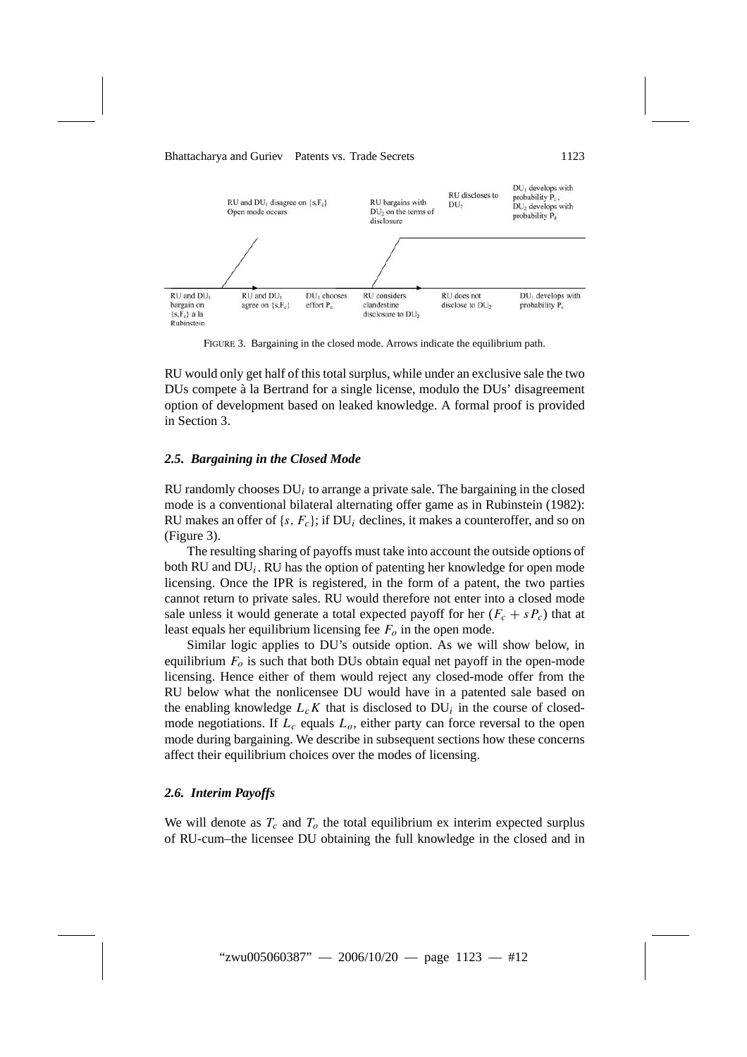RU and DU$_1$ bargain on $\{s,F_c\}$ a la Rubinstein | RU and DU$_1$ disagree on $\{s,F_c\}$ Open mode occurs | RU and DU$_1$ agree on $\{s,F_c\}$ | DU$_1$ chooses effort $P_c$ | RU considers clandestine disclosure to DU$_2$ | RU bargains with DU$_2$ on the terms of disclosure | RU discloses to DU$_2$ | DU$_1$ develops with probability $P_c$, DU$_2$ develops with probability $P_d$ | RU does not disclose to DU$_2$ | DU$_1$ develops with probability $P_c$

FIGURE 3. Bargaining in the closed mode. Arrows indicate the equilibrium path.

RU would only get half of this total surplus, while under an exclusive sale the two DUs compete à la Bertrand for a single license, modulo the DUs' disagreement option of development based on leaked knowledge. A formal proof is provided in Section 3.

### *2.5. Bargaining in the Closed Mode*

RU randomly chooses DU$_i$ to arrange a private sale. The bargaining in the closed mode is a conventional bilateral alternating offer game as in Rubinstein (1982): RU makes an offer of $\{s, F_c\}$; if DU$_i$ declines, it makes a counteroffer, and so on (Figure 3).

The resulting sharing of payoffs must take into account the outside options of both RU and DU$_i$. RU has the option of patenting her knowledge for open mode licensing. Once the IPR is registered, in the form of a patent, the two parties cannot return to private sales. RU would therefore not enter into a closed mode sale unless it would generate a total expected payoff for her $(F_c + sP_c)$ that at least equals her equilibrium licensing fee $F_o$ in the open mode.

Similar logic applies to DU's outside option. As we will show below, in equilibrium $F_o$ is such that both DUs obtain equal net payoff in the open-mode licensing. Hence either of them would reject any closed-mode offer from the RU below what the nonlicensee DU would have in a patented sale based on the enabling knowledge $L_c K$ that is disclosed to DU$_i$ in the course of closed-mode negotiations. If $L_c$ equals $L_o$, either party can force reversal to the open mode during bargaining. We describe in subsequent sections how these concerns affect their equilibrium choices over the modes of licensing.

### *2.6. Interim Payoffs*

We will denote as $T_c$ and $T_o$ the total equilibrium ex interim expected surplus of RU-cum–the licensee DU obtaining the full knowledge in the closed and in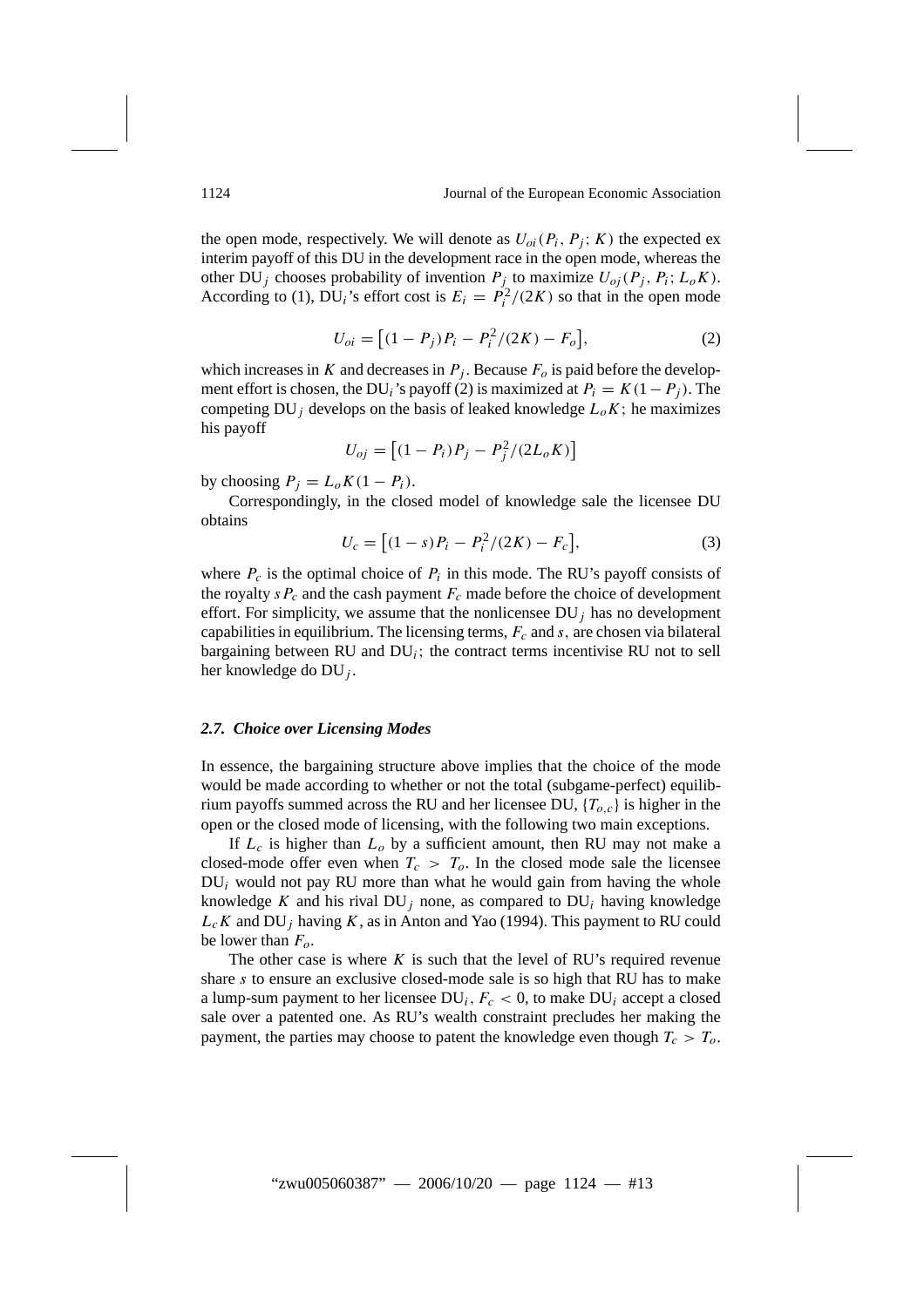the open mode, respectively. We will denote as $U_{oi}(P_i, P_j; K)$ the expected ex interim payoff of this DU in the development race in the open mode, whereas the other $\text{DU}_j$ chooses probability of invention $P_j$ to maximize $U_{oj}(P_j, P_i; L_o K)$. According to (1), $\text{DU}_i$'s effort cost is $E_i = P_i^2/(2K)$ so that in the open mode

$$U_{oi} = \left[(1 - P_j)P_i - P_i^2/(2K) - F_o\right], \tag{2}$$

which increases in $K$ and decreases in $P_j$. Because $F_o$ is paid before the development effort is chosen, the $\text{DU}_i$'s payoff (2) is maximized at $P_i = K(1 - P_j)$. The competing $\text{DU}_j$ develops on the basis of leaked knowledge $L_o K$; he maximizes his payoff

$$U_{oj} = \left[(1 - P_i)P_j - P_j^2/(2L_o K)\right]$$

by choosing $P_j = L_o K(1 - P_i)$.

Correspondingly, in the closed model of knowledge sale the licensee DU obtains

$$U_c = \left[(1 - s)P_i - P_i^2/(2K) - F_c\right], \tag{3}$$

where $P_c$ is the optimal choice of $P_i$ in this mode. The RU's payoff consists of the royalty $sP_c$ and the cash payment $F_c$ made before the choice of development effort. For simplicity, we assume that the nonlicensee $\text{DU}_j$ has no development capabilities in equilibrium. The licensing terms, $F_c$ and $s$, are chosen via bilateral bargaining between RU and $\text{DU}_i$; the contract terms incentivise RU not to sell her knowledge do $\text{DU}_j$.

### 2.7. Choice over Licensing Modes

In essence, the bargaining structure above implies that the choice of the mode would be made according to whether or not the total (subgame-perfect) equilibrium payoffs summed across the RU and her licensee DU, $\{T_{o,c}\}$ is higher in the open or the closed mode of licensing, with the following two main exceptions.

If $L_c$ is higher than $L_o$ by a sufficient amount, then RU may not make a closed-mode offer even when $T_c > T_o$. In the closed mode sale the licensee $\text{DU}_i$ would not pay RU more than what he would gain from having the whole knowledge $K$ and his rival $\text{DU}_j$ none, as compared to $\text{DU}_i$ having knowledge $L_c K$ and $\text{DU}_j$ having $K$, as in Anton and Yao (1994). This payment to RU could be lower than $F_o$.

The other case is where $K$ is such that the level of RU's required revenue share $s$ to ensure an exclusive closed-mode sale is so high that RU has to make a lump-sum payment to her licensee $\text{DU}_i$, $F_c < 0$, to make $\text{DU}_i$ accept a closed sale over a patented one. As RU's wealth constraint precludes her making the payment, the parties may choose to patent the knowledge even though $T_c > T_o$.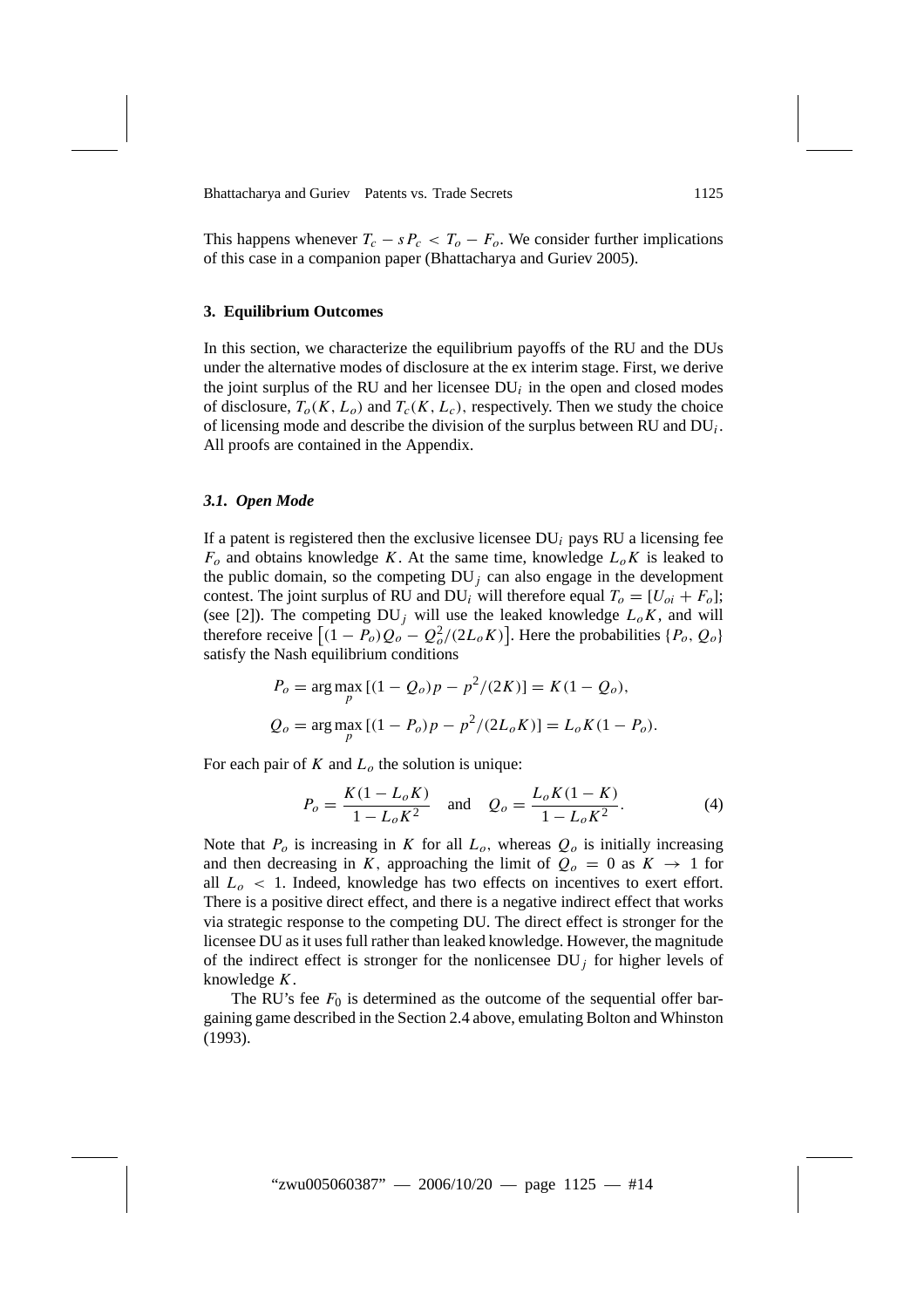This happens whenever $T_c - sP_c < T_o - F_o$. We consider further implications of this case in a companion paper (Bhattacharya and Guriev 2005).

### 3. Equilibrium Outcomes

In this section, we characterize the equilibrium payoffs of the RU and the DUs under the alternative modes of disclosure at the ex interim stage. First, we derive the joint surplus of the RU and her licensee $DU_i$ in the open and closed modes of disclosure, $T_o(K, L_o)$ and $T_c(K, L_c)$, respectively. Then we study the choice of licensing mode and describe the division of the surplus between RU and $DU_i$. All proofs are contained in the Appendix.

#### *3.1. Open Mode*

If a patent is registered then the exclusive licensee $DU_i$ pays RU a licensing fee $F_o$ and obtains knowledge $K$. At the same time, knowledge $L_oK$ is leaked to the public domain, so the competing $DU_j$ can also engage in the development contest. The joint surplus of RU and $DU_i$ will therefore equal $T_o = [U_{oi} + F_o]$; (see [2]). The competing $DU_j$ will use the leaked knowledge $L_oK$, and will therefore receive $\left[(1 - P_o)Q_o - Q_o^2/(2L_oK)\right]$. Here the probabilities $\{P_o, Q_o\}$ satisfy the Nash equilibrium conditions

$$P_o = \arg\max_p [(1 - Q_o)p - p^2/(2K)] = K(1 - Q_o),$$

$$Q_o = \arg\max_p [(1 - P_o)p - p^2/(2L_oK)] = L_oK(1 - P_o).$$

For each pair of $K$ and $L_o$ the solution is unique:

$$P_o = \frac{K(1 - L_oK)}{1 - L_oK^2} \quad \text{and} \quad Q_o = \frac{L_oK(1 - K)}{1 - L_oK^2}. \tag{4}$$

Note that $P_o$ is increasing in $K$ for all $L_o$, whereas $Q_o$ is initially increasing and then decreasing in $K$, approaching the limit of $Q_o = 0$ as $K \to 1$ for all $L_o < 1$. Indeed, knowledge has two effects on incentives to exert effort. There is a positive direct effect, and there is a negative indirect effect that works via strategic response to the competing DU. The direct effect is stronger for the licensee DU as it uses full rather than leaked knowledge. However, the magnitude of the indirect effect is stronger for the nonlicensee $DU_j$ for higher levels of knowledge $K$.

The RU's fee $F_0$ is determined as the outcome of the sequential offer bargaining game described in the Section 2.4 above, emulating Bolton and Whinston (1993).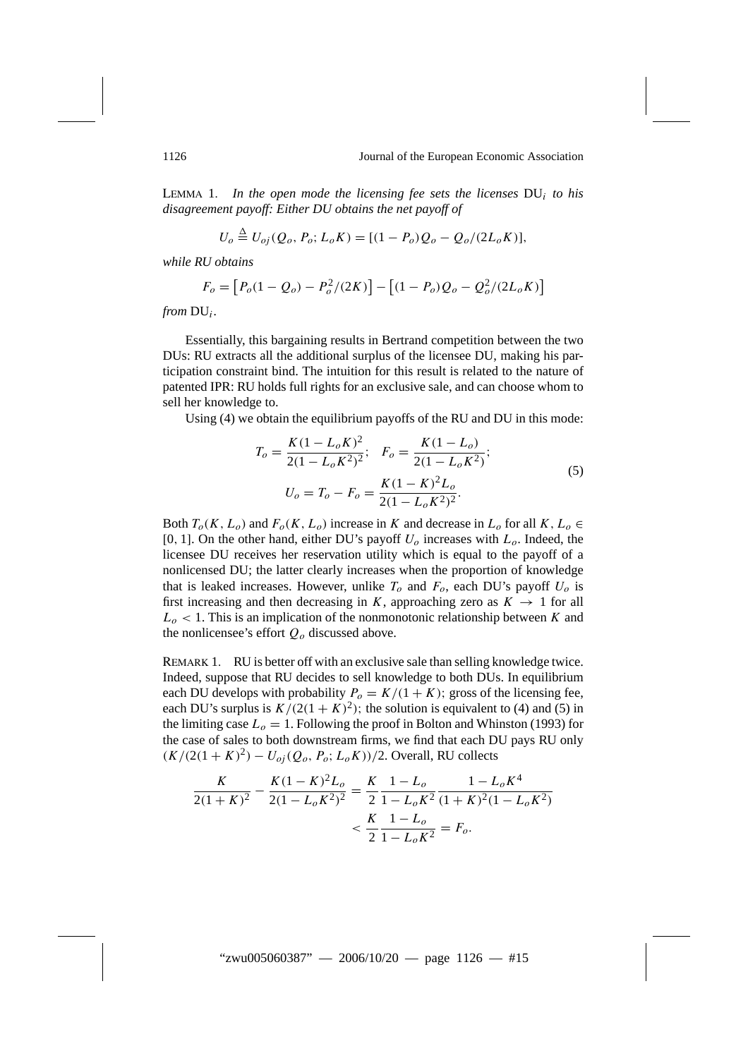LEMMA 1. *In the open mode the licensing fee sets the licenses* $\text{DU}_i$ *to his disagreement payoff: Either DU obtains the net payoff of*

$$U_o \triangleq U_{oj}(Q_o, P_o; L_o K) = [(1 - P_o)Q_o - Q_o/(2L_o K)],$$

*while RU obtains*

$$F_o = \left[P_o(1 - Q_o) - P_o^2/(2K)\right] - \left[(1 - P_o)Q_o - Q_o^2/(2L_o K)\right]$$

*from* $\text{DU}_i$.

Essentially, this bargaining results in Bertrand competition between the two DUs: RU extracts all the additional surplus of the licensee DU, making his participation constraint bind. The intuition for this result is related to the nature of patented IPR: RU holds full rights for an exclusive sale, and can choose whom to sell her knowledge to.

Using (4) we obtain the equilibrium payoffs of the RU and DU in this mode:

$$T_o = \frac{K(1 - L_o K)^2}{2(1 - L_o K^2)^2}; \quad F_o = \frac{K(1 - L_o)}{2(1 - L_o K^2)};$$
$$U_o = T_o - F_o = \frac{K(1 - K)^2 L_o}{2(1 - L_o K^2)^2}. \tag{5}$$

Both $T_o(K, L_o)$ and $F_o(K, L_o)$ increase in $K$ and decrease in $L_o$ for all $K, L_o \in [0, 1]$. On the other hand, either DU's payoff $U_o$ increases with $L_o$. Indeed, the licensee DU receives her reservation utility which is equal to the payoff of a nonlicensed DU; the latter clearly increases when the proportion of knowledge that is leaked increases. However, unlike $T_o$ and $F_o$, each DU's payoff $U_o$ is first increasing and then decreasing in $K$, approaching zero as $K \to 1$ for all $L_o < 1$. This is an implication of the nonmonotonic relationship between $K$ and the nonlicensee's effort $Q_o$ discussed above.

REMARK 1. RU is better off with an exclusive sale than selling knowledge twice. Indeed, suppose that RU decides to sell knowledge to both DUs. In equilibrium each DU develops with probability $P_o = K/(1 + K)$; gross of the licensing fee, each DU's surplus is $K/(2(1 + K)^2)$; the solution is equivalent to (4) and (5) in the limiting case $L_o = 1$. Following the proof in Bolton and Whinston (1993) for the case of sales to both downstream firms, we find that each DU pays RU only $(K/(2(1 + K)^2) - U_{oj}(Q_o, P_o; L_o K))/2$. Overall, RU collects

$$\frac{K}{2(1 + K)^2} - \frac{K(1 - K)^2 L_o}{2(1 - L_o K^2)^2} = \frac{K}{2}\frac{1 - L_o}{1 - L_o K^2}\frac{1 - L_o K^4}{(1 + K)^2(1 - L_o K^2)}$$
$$< \frac{K}{2}\frac{1 - L_o}{1 - L_o K^2} = F_o.$$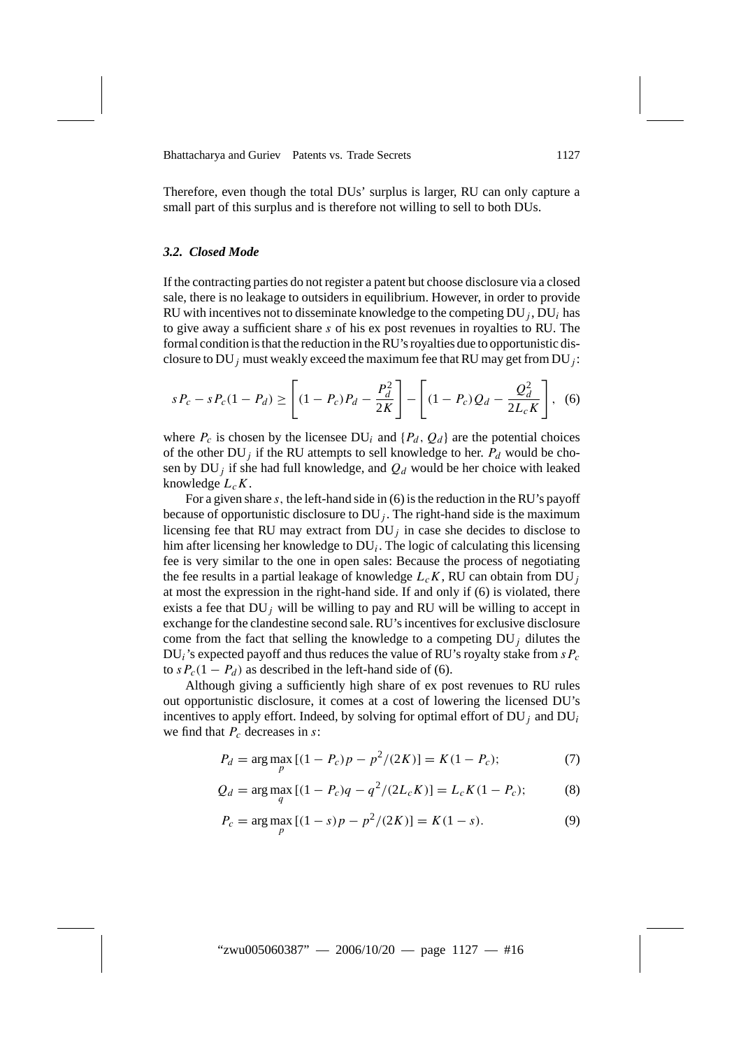Therefore, even though the total DUs' surplus is larger, RU can only capture a small part of this surplus and is therefore not willing to sell to both DUs.

### 3.2. Closed Mode

If the contracting parties do not register a patent but choose disclosure via a closed sale, there is no leakage to outsiders in equilibrium. However, in order to provide RU with incentives not to disseminate knowledge to the competing $\mathrm{DU}_j$, $\mathrm{DU}_i$ has to give away a sufficient share $s$ of his ex post revenues in royalties to RU. The formal condition is that the reduction in the RU's royalties due to opportunistic disclosure to $\mathrm{DU}_j$ must weakly exceed the maximum fee that RU may get from $\mathrm{DU}_j$:

$$sP_c - sP_c(1 - P_d) \geq \left[(1 - P_c)P_d - \frac{P_d^2}{2K}\right] - \left[(1 - P_c)Q_d - \frac{Q_d^2}{2L_cK}\right], \quad (6)$$

where $P_c$ is chosen by the licensee $\mathrm{DU}_i$ and $\{P_d, Q_d\}$ are the potential choices of the other $\mathrm{DU}_j$ if the RU attempts to sell knowledge to her. $P_d$ would be chosen by $\mathrm{DU}_j$ if she had full knowledge, and $Q_d$ would be her choice with leaked knowledge $L_cK$.

For a given share $s$, the left-hand side in (6) is the reduction in the RU's payoff because of opportunistic disclosure to $\mathrm{DU}_j$. The right-hand side is the maximum licensing fee that RU may extract from $\mathrm{DU}_j$ in case she decides to disclose to him after licensing her knowledge to $\mathrm{DU}_i$. The logic of calculating this licensing fee is very similar to the one in open sales: Because the process of negotiating the fee results in a partial leakage of knowledge $L_cK$, RU can obtain from $\mathrm{DU}_j$ at most the expression in the right-hand side. If and only if (6) is violated, there exists a fee that $\mathrm{DU}_j$ will be willing to pay and RU will be willing to accept in exchange for the clandestine second sale. RU's incentives for exclusive disclosure come from the fact that selling the knowledge to a competing $\mathrm{DU}_j$ dilutes the $\mathrm{DU}_i$'s expected payoff and thus reduces the value of RU's royalty stake from $sP_c$ to $sP_c(1 - P_d)$ as described in the left-hand side of (6).

Although giving a sufficiently high share of ex post revenues to RU rules out opportunistic disclosure, it comes at a cost of lowering the licensed DU's incentives to apply effort. Indeed, by solving for optimal effort of $\mathrm{DU}_j$ and $\mathrm{DU}_i$ we find that $P_c$ decreases in $s$:

$$P_d = \arg\max_p [(1 - P_c)p - p^2/(2K)] = K(1 - P_c); \quad (7)$$

$$Q_d = \arg\max_q [(1 - P_c)q - q^2/(2L_cK)] = L_cK(1 - P_c); \quad (8)$$

$$P_c = \arg\max_p [(1 - s)p - p^2/(2K)] = K(1 - s). \quad (9)$$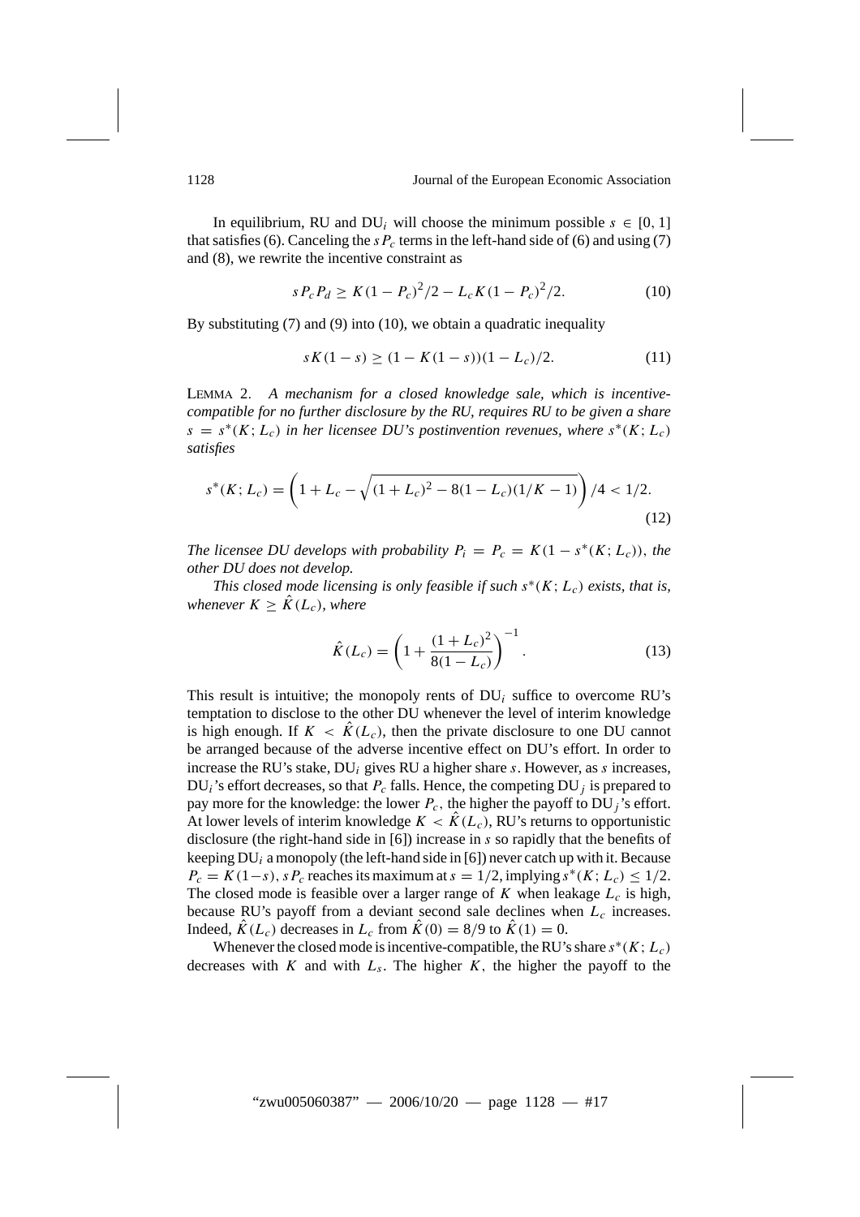In equilibrium, RU and $\text{DU}_i$ will choose the minimum possible $s \in [0, 1]$ that satisfies (6). Canceling the $sP_c$ terms in the left-hand side of (6) and using (7) and (8), we rewrite the incentive constraint as

$$sP_cP_d \geq K(1 - P_c)^2/2 - L_cK(1 - P_c)^2/2. \tag{10}$$

By substituting (7) and (9) into (10), we obtain a quadratic inequality

$$sK(1 - s) \geq (1 - K(1 - s))(1 - L_c)/2. \tag{11}$$

LEMMA 2. *A mechanism for a closed knowledge sale, which is incentive-compatible for no further disclosure by the RU, requires RU to be given a share $s = s^*(K; L_c)$ in her licensee DU's postinvention revenues, where $s^*(K; L_c)$ satisfies*

$$s^*(K; L_c) = \left(1 + L_c - \sqrt{(1 + L_c)^2 - 8(1 - L_c)(1/K - 1)}\right)/4 < 1/2. \tag{12}$$

*The licensee DU develops with probability $P_i = P_c = K(1 - s^*(K; L_c))$, the other DU does not develop.*

*This closed mode licensing is only feasible if such $s^*(K; L_c)$ exists, that is, whenever $K \geq \hat{K}(L_c)$, where*

$$\hat{K}(L_c) = \left(1 + \frac{(1 + L_c)^2}{8(1 - L_c)}\right)^{-1}. \tag{13}$$

This result is intuitive; the monopoly rents of $\text{DU}_i$ suffice to overcome RU's temptation to disclose to the other DU whenever the level of interim knowledge is high enough. If $K < \hat{K}(L_c)$, then the private disclosure to one DU cannot be arranged because of the adverse incentive effect on DU's effort. In order to increase the RU's stake, $\text{DU}_i$ gives RU a higher share $s$. However, as $s$ increases, $\text{DU}_i$'s effort decreases, so that $P_c$ falls. Hence, the competing $\text{DU}_j$ is prepared to pay more for the knowledge: the lower $P_c$, the higher the payoff to $\text{DU}_j$'s effort. At lower levels of interim knowledge $K < \hat{K}(L_c)$, RU's returns to opportunistic disclosure (the right-hand side in [6]) increase in $s$ so rapidly that the benefits of keeping $\text{DU}_i$ a monopoly (the left-hand side in [6]) never catch up with it. Because $P_c = K(1-s)$, $sP_c$ reaches its maximum at $s = 1/2$, implying $s^*(K; L_c) \leq 1/2$. The closed mode is feasible over a larger range of $K$ when leakage $L_c$ is high, because RU's payoff from a deviant second sale declines when $L_c$ increases. Indeed, $\hat{K}(L_c)$ decreases in $L_c$ from $\hat{K}(0) = 8/9$ to $\hat{K}(1) = 0$.

Whenever the closed mode is incentive-compatible, the RU's share $s^*(K; L_c)$ decreases with $K$ and with $L_s$. The higher $K$, the higher the payoff to the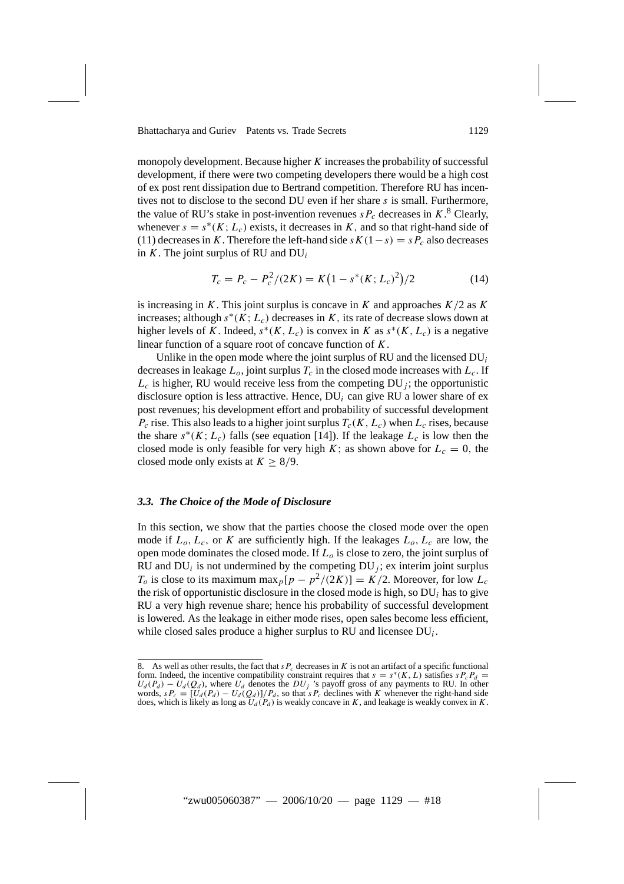monopoly development. Because higher $K$ increases the probability of successful development, if there were two competing developers there would be a high cost of ex post rent dissipation due to Bertrand competition. Therefore RU has incentives not to disclose to the second DU even if her share $s$ is small. Furthermore, the value of RU's stake in post-invention revenues $sP_c$ decreases in $K$.[8] Clearly, whenever $s = s^*(K; L_c)$ exists, it decreases in $K$, and so that right-hand side of (11) decreases in $K$. Therefore the left-hand side $sK(1-s) = sP_c$ also decreases in $K$. The joint surplus of RU and $DU_i$

$$T_c = P_c - P_c^2/(2K) = K\left(1 - s^*(K; L_c)^2\right)/2 \tag{14}$$

is increasing in $K$. This joint surplus is concave in $K$ and approaches $K/2$ as $K$ increases; although $s^*(K; L_c)$ decreases in $K$, its rate of decrease slows down at higher levels of $K$. Indeed, $s^*(K, L_c)$ is convex in $K$ as $s^*(K, L_c)$ is a negative linear function of a square root of concave function of $K$.

Unlike in the open mode where the joint surplus of RU and the licensed $DU_i$ decreases in leakage $L_o$, joint surplus $T_c$ in the closed mode increases with $L_c$. If $L_c$ is higher, RU would receive less from the competing $DU_j$; the opportunistic disclosure option is less attractive. Hence, $DU_i$ can give RU a lower share of ex post revenues; his development effort and probability of successful development $P_c$ rise. This also leads to a higher joint surplus $T_c(K, L_c)$ when $L_c$ rises, because the share $s^*(K; L_c)$ falls (see equation [14]). If the leakage $L_c$ is low then the closed mode is only feasible for very high $K$; as shown above for $L_c = 0$, the closed mode only exists at $K \geq 8/9$.

### *3.3. The Choice of the Mode of Disclosure*

In this section, we show that the parties choose the closed mode over the open mode if $L_o$, $L_c$, or $K$ are sufficiently high. If the leakages $L_o$, $L_c$ are low, the open mode dominates the closed mode. If $L_o$ is close to zero, the joint surplus of RU and $DU_i$ is not undermined by the competing $DU_j$; ex interim joint surplus $T_o$ is close to its maximum $\max_p[p - p^2/(2K)] = K/2$. Moreover, for low $L_c$ the risk of opportunistic disclosure in the closed mode is high, so $DU_i$ has to give RU a very high revenue share; hence his probability of successful development is lowered. As the leakage in either mode rises, open sales become less efficient, while closed sales produce a higher surplus to RU and licensee $DU_i$.

---

8. As well as other results, the fact that $sP_c$ decreases in $K$ is not an artifact of a specific functional form. Indeed, the incentive compatibility constraint requires that $s = s^*(K, L)$ satisfies $sP_cP_d = U_d(P_d) - U_d(Q_d)$, where $U_d$ denotes the $DU_j$ 's payoff gross of any payments to RU. In other words, $sP_c = [U_d(P_d) - U_d(Q_d)]/P_d$, so that $sP_c$ declines with $K$ whenever the right-hand side does, which is likely as long as $U_d(P_d)$ is weakly concave in $K$, and leakage is weakly convex in $K$.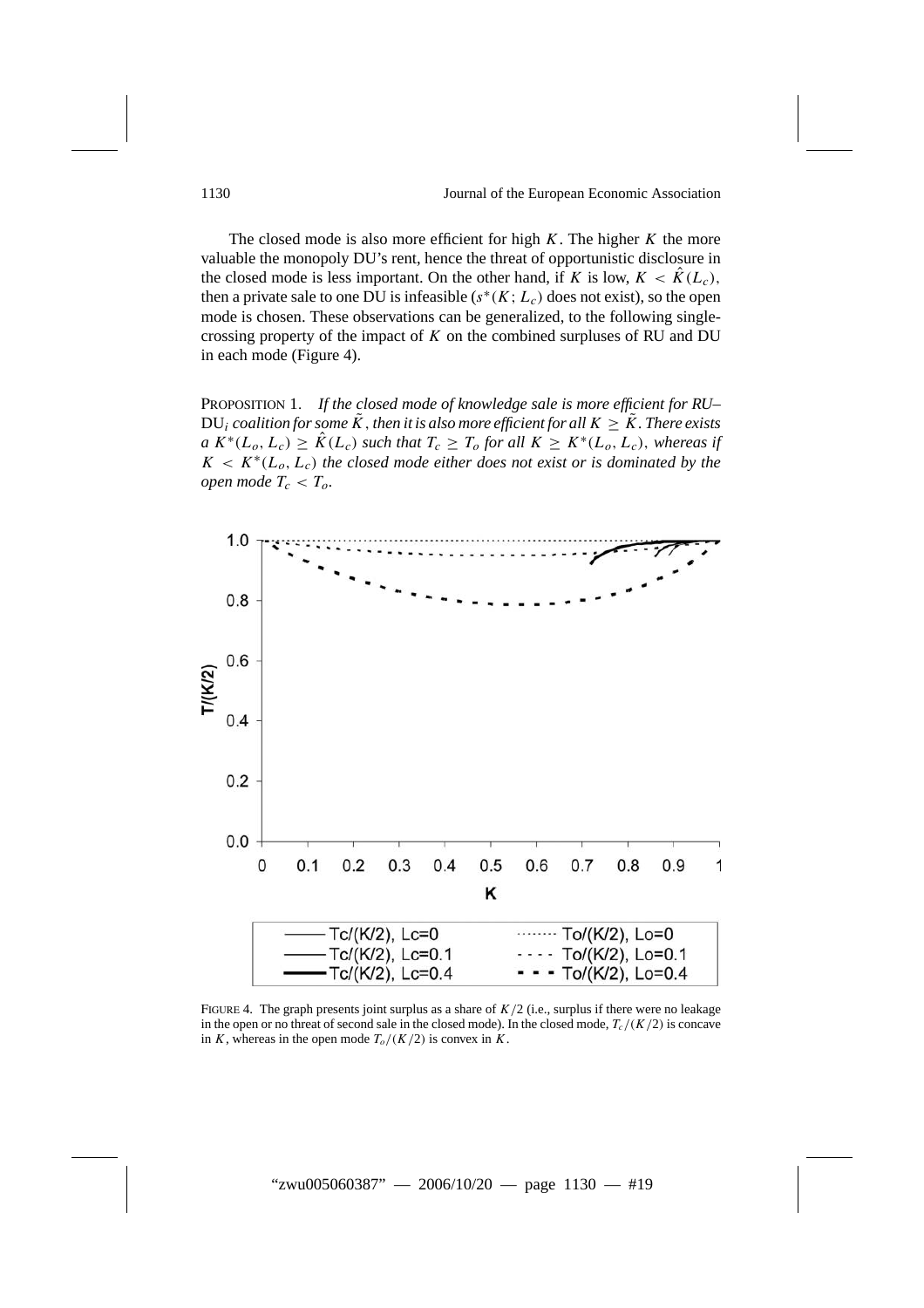The closed mode is also more efficient for high $K$. The higher $K$ the more valuable the monopoly DU's rent, hence the threat of opportunistic disclosure in the closed mode is less important. On the other hand, if $K$ is low, $K < \hat{K}(L_c)$, then a private sale to one DU is infeasible ($s^*(K; L_c)$ does not exist), so the open mode is chosen. These observations can be generalized, to the following single-crossing property of the impact of $K$ on the combined surpluses of RU and DU in each mode (Figure 4).

PROPOSITION 1. *If the closed mode of knowledge sale is more efficient for RU–*$\mathrm{DU}_i$ *coalition for some* $\tilde{K}$, *then it is also more efficient for all* $K \geq \tilde{K}$. *There exists a* $K^*(L_o, L_c) \geq \hat{K}(L_c)$ *such that* $T_c \geq T_o$ *for all* $K \geq K^*(L_o, L_c)$, *whereas if* $K < K^*(L_o, L_c)$ *the closed mode either does not exist or is dominated by the open mode* $T_c < T_o$.

FIGURE 4. The graph presents joint surplus as a share of $K/2$ (i.e., surplus if there were no leakage in the open or no threat of second sale in the closed mode). In the closed mode, $T_c/(K/2)$ is concave in $K$, whereas in the open mode $T_o/(K/2)$ is convex in $K$.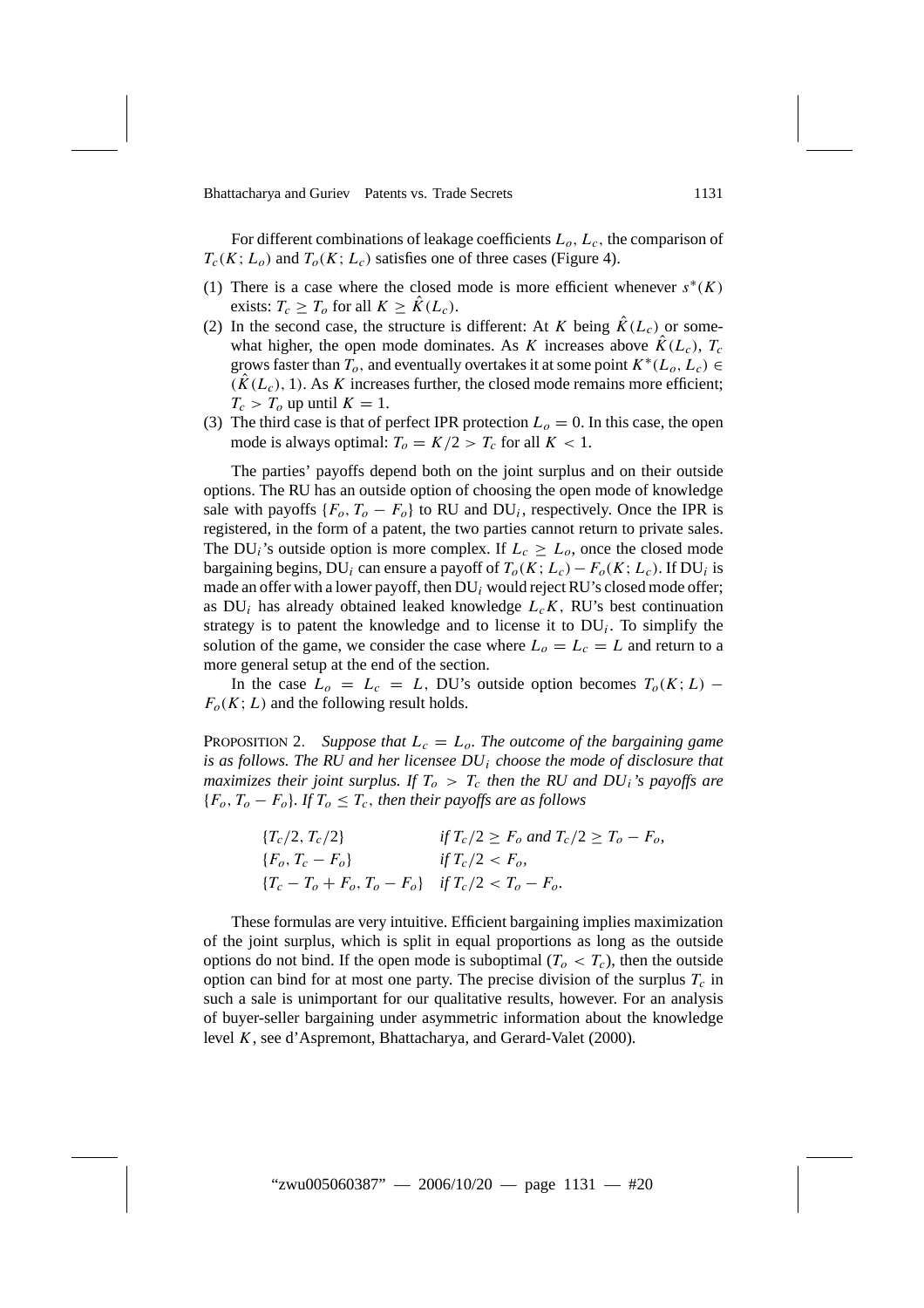For different combinations of leakage coefficients $L_o, L_c$, the comparison of $T_c(K; L_o)$ and $T_o(K; L_c)$ satisfies one of three cases (Figure 4).

(1) There is a case where the closed mode is more efficient whenever $s^*(K)$ exists: $T_c \geq T_o$ for all $K \geq \hat{K}(L_c)$.

(2) In the second case, the structure is different: At $K$ being $\hat{K}(L_c)$ or somewhat higher, the open mode dominates. As $K$ increases above $\hat{K}(L_c)$, $T_c$ grows faster than $T_o$, and eventually overtakes it at some point $K^*(L_o, L_c) \in (\hat{K}(L_c), 1)$. As $K$ increases further, the closed mode remains more efficient; $T_c > T_o$ up until $K = 1$.

(3) The third case is that of perfect IPR protection $L_o = 0$. In this case, the open mode is always optimal: $T_o = K/2 > T_c$ for all $K < 1$.

The parties' payoffs depend both on the joint surplus and on their outside options. The RU has an outside option of choosing the open mode of knowledge sale with payoffs $\{F_o, T_o - F_o\}$ to RU and $\text{DU}_i$, respectively. Once the IPR is registered, in the form of a patent, the two parties cannot return to private sales. The $\text{DU}_i$'s outside option is more complex. If $L_c \geq L_o$, once the closed mode bargaining begins, $\text{DU}_i$ can ensure a payoff of $T_o(K; L_c) - F_o(K; L_c)$. If $\text{DU}_i$ is made an offer with a lower payoff, then $\text{DU}_i$ would reject RU's closed mode offer; as $\text{DU}_i$ has already obtained leaked knowledge $L_c K$, RU's best continuation strategy is to patent the knowledge and to license it to $\text{DU}_i$. To simplify the solution of the game, we consider the case where $L_o = L_c = L$ and return to a more general setup at the end of the section.

In the case $L_o = L_c = L$, DU's outside option becomes $T_o(K; L) - F_o(K; L)$ and the following result holds.

Proposition 2. *Suppose that $L_c = L_o$. The outcome of the bargaining game is as follows. The RU and her licensee $DU_i$ choose the mode of disclosure that maximizes their joint surplus. If $T_o > T_c$ then the RU and $DU_i$'s payoffs are $\{F_o, T_o - F_o\}$. If $T_o \leq T_c$, then their payoffs are as follows*

$$
\begin{array}{ll}
\{T_c/2, T_c/2\} & \text{if } T_c/2 \geq F_o \text{ and } T_c/2 \geq T_o - F_o, \\
\{F_o, T_c - F_o\} & \text{if } T_c/2 < F_o, \\
\{T_c - T_o + F_o, T_o - F_o\} & \text{if } T_c/2 < T_o - F_o.
\end{array}
$$

These formulas are very intuitive. Efficient bargaining implies maximization of the joint surplus, which is split in equal proportions as long as the outside options do not bind. If the open mode is suboptimal ($T_o < T_c$), then the outside option can bind for at most one party. The precise division of the surplus $T_c$ in such a sale is unimportant for our qualitative results, however. For an analysis of buyer-seller bargaining under asymmetric information about the knowledge level $K$, see d'Aspremont, Bhattacharya, and Gerard-Valet (2000).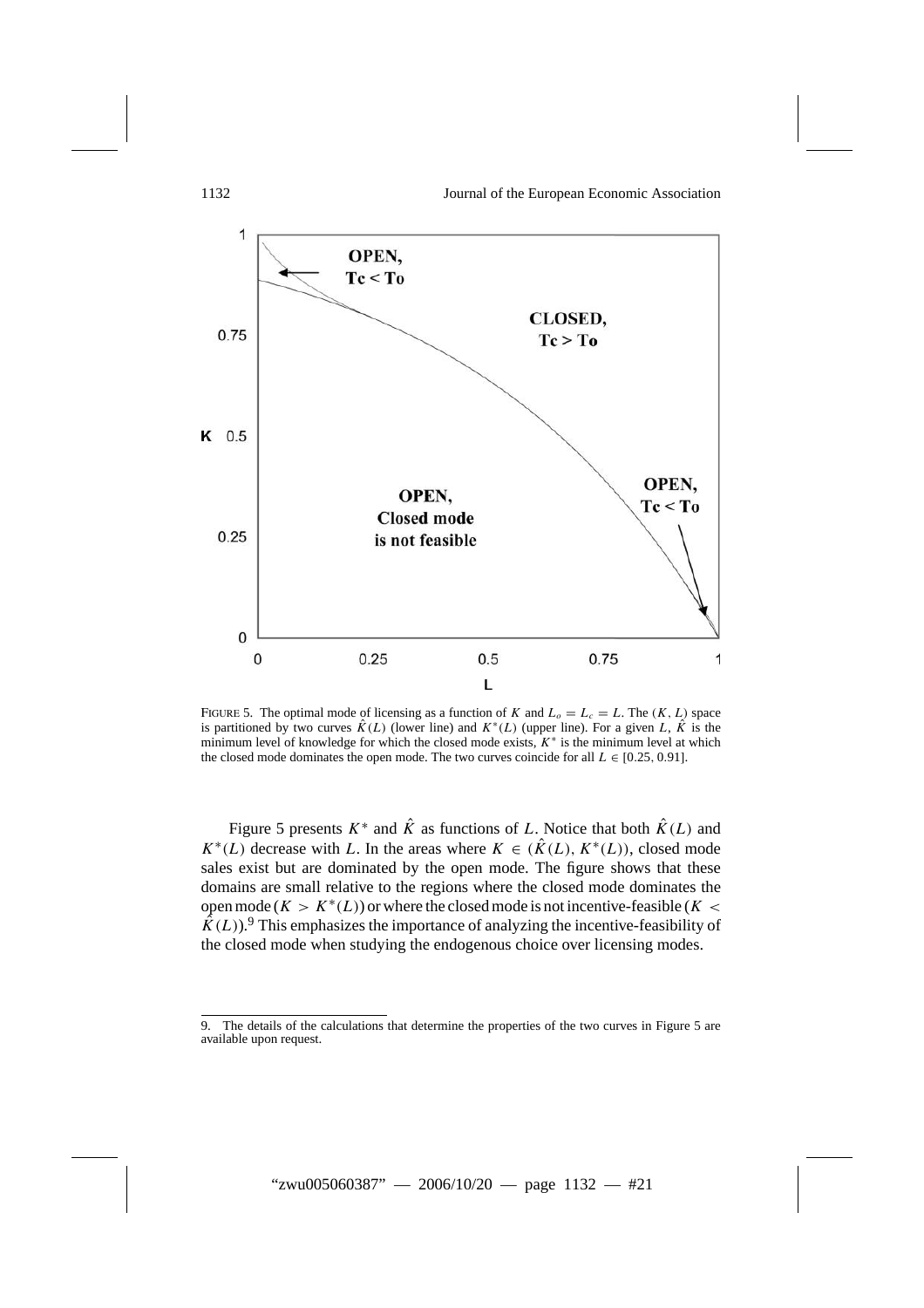FIGURE 5. The optimal mode of licensing as a function of $K$ and $L_o = L_c = L$. The $(K, L)$ space is partitioned by two curves $\hat{K}(L)$ (lower line) and $K^*(L)$ (upper line). For a given $L$, $\hat{K}$ is the minimum level of knowledge for which the closed mode exists, $K^*$ is the minimum level at which the closed mode dominates the open mode. The two curves coincide for all $L \in [0.25, 0.91]$.

Figure 5 presents $K^*$ and $\hat{K}$ as functions of $L$. Notice that both $\hat{K}(L)$ and $K^*(L)$ decrease with $L$. In the areas where $K \in (\hat{K}(L), K^*(L))$, closed mode sales exist but are dominated by the open mode. The figure shows that these domains are small relative to the regions where the closed mode dominates the open mode ($K > K^*(L)$) or where the closed mode is not incentive-feasible ($K < \hat{K}(L)$).[9] This emphasizes the importance of analyzing the incentive-feasibility of the closed mode when studying the endogenous choice over licensing modes.

9. The details of the calculations that determine the properties of the two curves in Figure 5 are available upon request.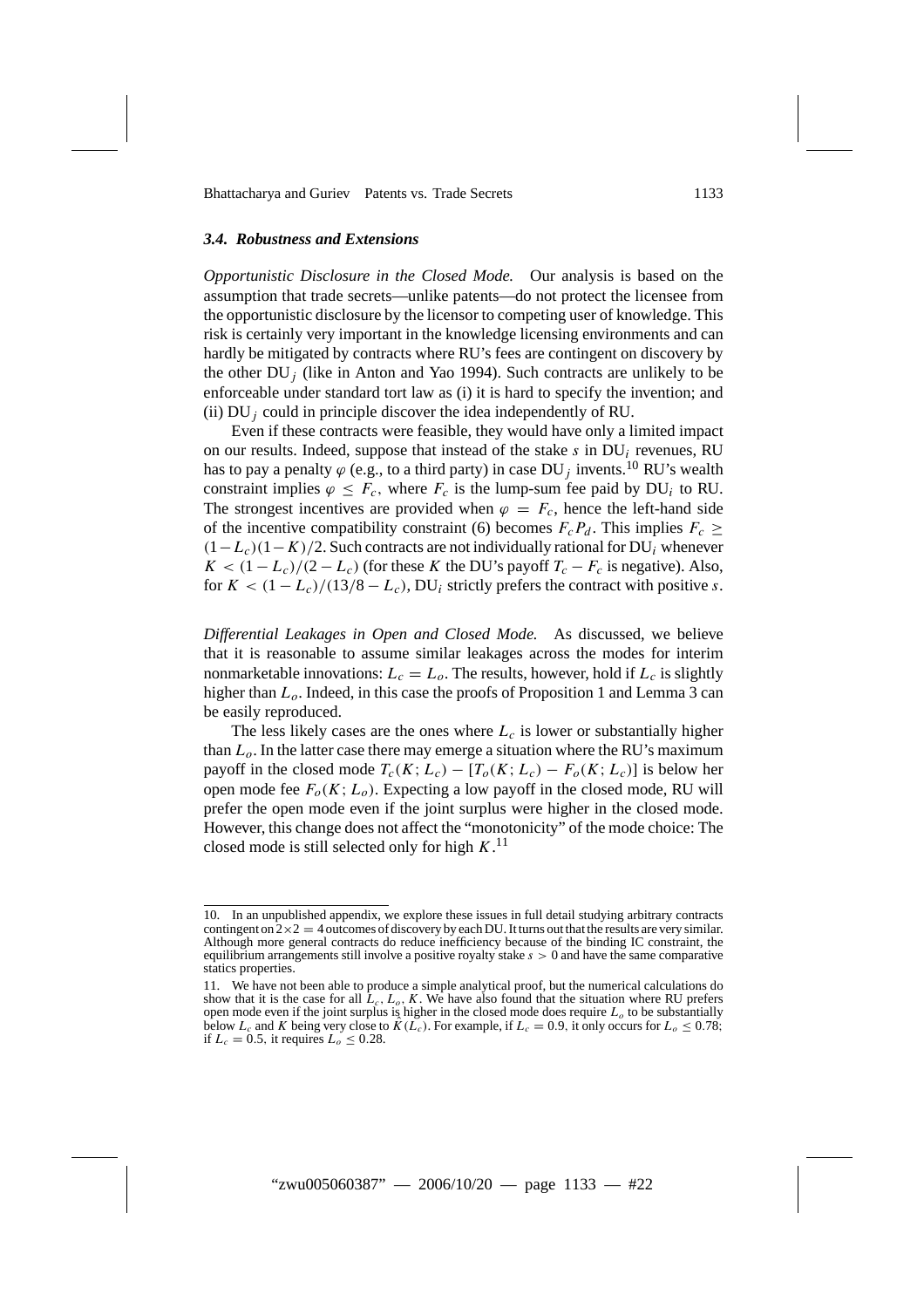### *3.4. Robustness and Extensions*

*Opportunistic Disclosure in the Closed Mode.* Our analysis is based on the assumption that trade secrets—unlike patents—do not protect the licensee from the opportunistic disclosure by the licensor to competing user of knowledge. This risk is certainly very important in the knowledge licensing environments and can hardly be mitigated by contracts where RU's fees are contingent on discovery by the other $\text{DU}_j$ (like in Anton and Yao 1994). Such contracts are unlikely to be enforceable under standard tort law as (i) it is hard to specify the invention; and (ii) $\text{DU}_j$ could in principle discover the idea independently of RU.

Even if these contracts were feasible, they would have only a limited impact on our results. Indeed, suppose that instead of the stake $s$ in $\text{DU}_i$ revenues, RU has to pay a penalty $\varphi$ (e.g., to a third party) in case $\text{DU}_j$ invents.[10] RU's wealth constraint implies $\varphi \leq F_c$, where $F_c$ is the lump-sum fee paid by $\text{DU}_i$ to RU. The strongest incentives are provided when $\varphi = F_c$, hence the left-hand side of the incentive compatibility constraint (6) becomes $F_c P_d$. This implies $F_c \geq (1-L_c)(1-K)/2$. Such contracts are not individually rational for $\text{DU}_i$ whenever $K < (1-L_c)/(2-L_c)$ (for these $K$ the DU's payoff $T_c - F_c$ is negative). Also, for $K < (1-L_c)/(13/8 - L_c)$, $\text{DU}_i$ strictly prefers the contract with positive $s$.

*Differential Leakages in Open and Closed Mode.* As discussed, we believe that it is reasonable to assume similar leakages across the modes for interim nonmarketable innovations: $L_c = L_o$. The results, however, hold if $L_c$ is slightly higher than $L_o$. Indeed, in this case the proofs of Proposition 1 and Lemma 3 can be easily reproduced.

The less likely cases are the ones where $L_c$ is lower or substantially higher than $L_o$. In the latter case there may emerge a situation where the RU's maximum payoff in the closed mode $T_c(K; L_c) - [T_o(K; L_c) - F_o(K; L_c)]$ is below her open mode fee $F_o(K; L_o)$. Expecting a low payoff in the closed mode, RU will prefer the open mode even if the joint surplus were higher in the closed mode. However, this change does not affect the "monotonicity" of the mode choice: The closed mode is still selected only for high $K$.[11]

---

10. In an unpublished appendix, we explore these issues in full detail studying arbitrary contracts contingent on $2\times 2 = 4$ outcomes of discovery by each DU. It turns out that the results are very similar. Although more general contracts do reduce inefficiency because of the binding IC constraint, the equilibrium arrangements still involve a positive royalty stake $s > 0$ and have the same comparative statics properties.

11. We have not been able to produce a simple analytical proof, but the numerical calculations do show that it is the case for all $L_c$, $L_o$, $K$. We have also found that the situation where RU prefers open mode even if the joint surplus is higher in the closed mode does require $L_o$ to be substantially below $L_c$ and $K$ being very close to $\hat{K}(L_c)$. For example, if $L_c = 0.9$, it only occurs for $L_o \leq 0.78$; if $L_c = 0.5$, it requires $L_o \leq 0.28$.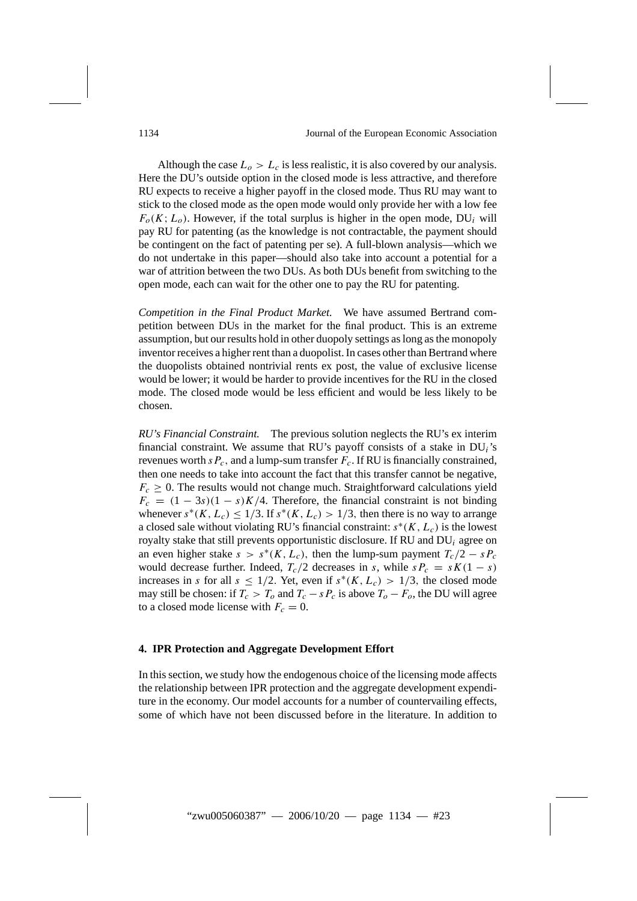Although the case $L_o > L_c$ is less realistic, it is also covered by our analysis. Here the DU's outside option in the closed mode is less attractive, and therefore RU expects to receive a higher payoff in the closed mode. Thus RU may want to stick to the closed mode as the open mode would only provide her with a low fee $F_o(K; L_o)$. However, if the total surplus is higher in the open mode, $\text{DU}_i$ will pay RU for patenting (as the knowledge is not contractable, the payment should be contingent on the fact of patenting per se). A full-blown analysis—which we do not undertake in this paper—should also take into account a potential for a war of attrition between the two DUs. As both DUs benefit from switching to the open mode, each can wait for the other one to pay the RU for patenting.

*Competition in the Final Product Market.* We have assumed Bertrand competition between DUs in the market for the final product. This is an extreme assumption, but our results hold in other duopoly settings as long as the monopoly inventor receives a higher rent than a duopolist. In cases other than Bertrand where the duopolists obtained nontrivial rents ex post, the value of exclusive license would be lower; it would be harder to provide incentives for the RU in the closed mode. The closed mode would be less efficient and would be less likely to be chosen.

*RU's Financial Constraint.* The previous solution neglects the RU's ex interim financial constraint. We assume that RU's payoff consists of a stake in $\text{DU}_i$'s revenues worth $sP_c$, and a lump-sum transfer $F_c$. If RU is financially constrained, then one needs to take into account the fact that this transfer cannot be negative, $F_c \geq 0$. The results would not change much. Straightforward calculations yield $F_c = (1 - 3s)(1 - s)K/4$. Therefore, the financial constraint is not binding whenever $s^*(K, L_c) \leq 1/3$. If $s^*(K, L_c) > 1/3$, then there is no way to arrange a closed sale without violating RU's financial constraint: $s^*(K, L_c)$ is the lowest royalty stake that still prevents opportunistic disclosure. If RU and $\text{DU}_i$ agree on an even higher stake $s > s^*(K, L_c)$, then the lump-sum payment $T_c/2 - sP_c$ would decrease further. Indeed, $T_c/2$ decreases in $s$, while $sP_c = sK(1 - s)$ increases in $s$ for all $s \leq 1/2$. Yet, even if $s^*(K, L_c) > 1/3$, the closed mode may still be chosen: if $T_c > T_o$ and $T_c - sP_c$ is above $T_o - F_o$, the DU will agree to a closed mode license with $F_c = 0$.

## 4. IPR Protection and Aggregate Development Effort

In this section, we study how the endogenous choice of the licensing mode affects the relationship between IPR protection and the aggregate development expenditure in the economy. Our model accounts for a number of countervailing effects, some of which have not been discussed before in the literature. In addition to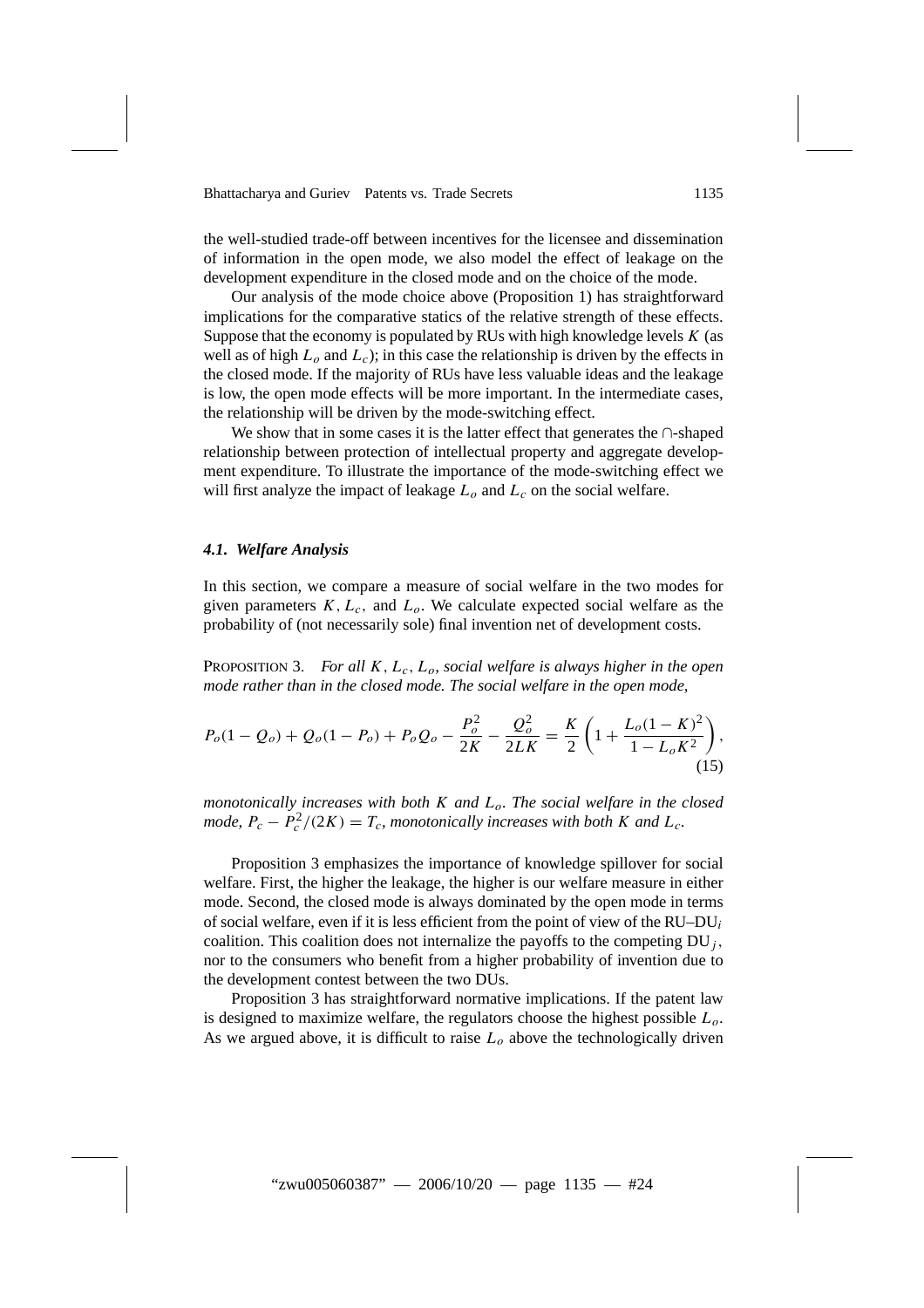the well-studied trade-off between incentives for the licensee and dissemination of information in the open mode, we also model the effect of leakage on the development expenditure in the closed mode and on the choice of the mode.

Our analysis of the mode choice above (Proposition 1) has straightforward implications for the comparative statics of the relative strength of these effects. Suppose that the economy is populated by RUs with high knowledge levels $K$ (as well as of high $L_o$ and $L_c$); in this case the relationship is driven by the effects in the closed mode. If the majority of RUs have less valuable ideas and the leakage is low, the open mode effects will be more important. In the intermediate cases, the relationship will be driven by the mode-switching effect.

We show that in some cases it is the latter effect that generates the $\cap$-shaped relationship between protection of intellectual property and aggregate development expenditure. To illustrate the importance of the mode-switching effect we will first analyze the impact of leakage $L_o$ and $L_c$ on the social welfare.

### *4.1. Welfare Analysis*

In this section, we compare a measure of social welfare in the two modes for given parameters $K$, $L_c$, and $L_o$. We calculate expected social welfare as the probability of (not necessarily sole) final invention net of development costs.

PROPOSITION 3. *For all $K$, $L_c$, $L_o$, social welfare is always higher in the open mode rather than in the closed mode. The social welfare in the open mode,*

$$P_o(1-Q_o)+Q_o(1-P_o)+P_oQ_o-\frac{P_o^2}{2K}-\frac{Q_o^2}{2LK}=\frac{K}{2}\left(1+\frac{L_o(1-K)^2}{1-L_oK^2}\right), \tag{15}$$

*monotonically increases with both $K$ and $L_o$. The social welfare in the closed mode, $P_c - P_c^2/(2K) = T_c$, monotonically increases with both $K$ and $L_c$.*

Proposition 3 emphasizes the importance of knowledge spillover for social welfare. First, the higher the leakage, the higher is our welfare measure in either mode. Second, the closed mode is always dominated by the open mode in terms of social welfare, even if it is less efficient from the point of view of the RU–$DU_i$ coalition. This coalition does not internalize the payoffs to the competing $DU_j$, nor to the consumers who benefit from a higher probability of invention due to the development contest between the two DUs.

Proposition 3 has straightforward normative implications. If the patent law is designed to maximize welfare, the regulators choose the highest possible $L_o$. As we argued above, it is difficult to raise $L_o$ above the technologically driven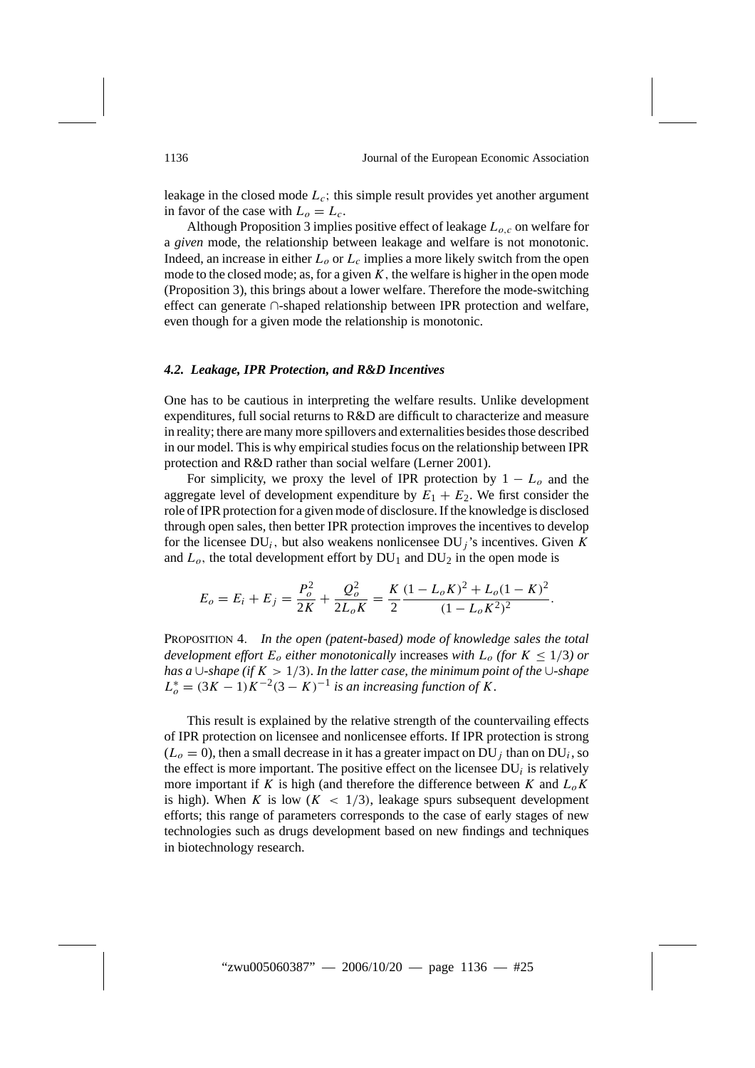leakage in the closed mode $L_c$; this simple result provides yet another argument in favor of the case with $L_o = L_c$.

Although Proposition 3 implies positive effect of leakage $L_{o,c}$ on welfare for a *given* mode, the relationship between leakage and welfare is not monotonic. Indeed, an increase in either $L_o$ or $L_c$ implies a more likely switch from the open mode to the closed mode; as, for a given $K$, the welfare is higher in the open mode (Proposition 3), this brings about a lower welfare. Therefore the mode-switching effect can generate ∩-shaped relationship between IPR protection and welfare, even though for a given mode the relationship is monotonic.

### *4.2. Leakage, IPR Protection, and R&D Incentives*

One has to be cautious in interpreting the welfare results. Unlike development expenditures, full social returns to R&D are difficult to characterize and measure in reality; there are many more spillovers and externalities besides those described in our model. This is why empirical studies focus on the relationship between IPR protection and R&D rather than social welfare (Lerner 2001).

For simplicity, we proxy the level of IPR protection by $1 - L_o$ and the aggregate level of development expenditure by $E_1 + E_2$. We first consider the role of IPR protection for a given mode of disclosure. If the knowledge is disclosed through open sales, then better IPR protection improves the incentives to develop for the licensee $\text{DU}_i$, but also weakens nonlicensee $\text{DU}_j$'s incentives. Given $K$ and $L_o$, the total development effort by $\text{DU}_1$ and $\text{DU}_2$ in the open mode is

$$E_o = E_i + E_j = \frac{P_o^2}{2K} + \frac{Q_o^2}{2L_oK} = \frac{K}{2}\frac{(1 - L_oK)^2 + L_o(1 - K)^2}{(1 - L_oK^2)^2}.$$

PROPOSITION 4. *In the open (patent-based) mode of knowledge sales the total development effort $E_o$ either monotonically* increases *with $L_o$ (for $K \leq 1/3$) or has a ∪-shape (if $K > 1/3$). In the latter case, the minimum point of the ∪-shape $L_o^* = (3K - 1)K^{-2}(3 - K)^{-1}$ is an increasing function of $K$.*

This result is explained by the relative strength of the countervailing effects of IPR protection on licensee and nonlicensee efforts. If IPR protection is strong ($L_o = 0$), then a small decrease in it has a greater impact on $\text{DU}_j$ than on $\text{DU}_i$, so the effect is more important. The positive effect on the licensee $\text{DU}_i$ is relatively more important if $K$ is high (and therefore the difference between $K$ and $L_oK$ is high). When $K$ is low ($K < 1/3$), leakage spurs subsequent development efforts; this range of parameters corresponds to the case of early stages of new technologies such as drugs development based on new findings and techniques in biotechnology research.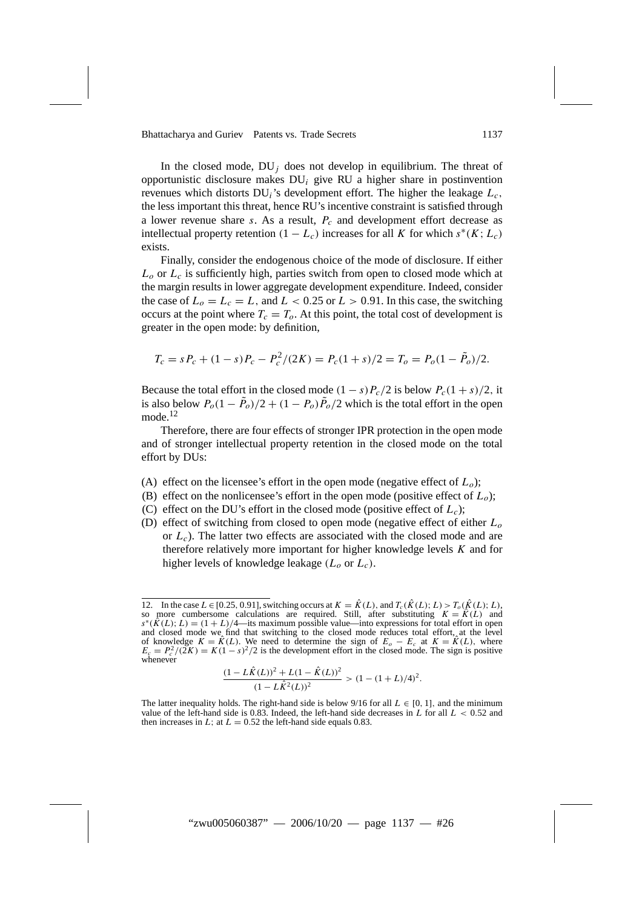In the closed mode, $\text{DU}_j$ does not develop in equilibrium. The threat of opportunistic disclosure makes $\text{DU}_i$ give RU a higher share in postinvention revenues which distorts $\text{DU}_i$'s development effort. The higher the leakage $L_c$, the less important this threat, hence RU's incentive constraint is satisfied through a lower revenue share $s$. As a result, $P_c$ and development effort decrease as intellectual property retention $(1 - L_c)$ increases for all $K$ for which $s^*(K; L_c)$ exists.

Finally, consider the endogenous choice of the mode of disclosure. If either $L_o$ or $L_c$ is sufficiently high, parties switch from open to closed mode which at the margin results in lower aggregate development expenditure. Indeed, consider the case of $L_o = L_c = L$, and $L < 0.25$ or $L > 0.91$. In this case, the switching occurs at the point where $T_c = T_o$. At this point, the total cost of development is greater in the open mode: by definition,

$$T_c = sP_c + (1 - s)P_c - P_c^2/(2K) = P_c(1 + s)/2 = T_o = P_o(1 - \tilde{P}_o)/2.$$

Because the total effort in the closed mode $(1 - s)P_c/2$ is below $P_c(1 + s)/2$, it is also below $P_o(1 - \tilde{P}_o)/2 + (1 - P_o)\tilde{P}_o/2$ which is the total effort in the open mode.[12]

Therefore, there are four effects of stronger IPR protection in the open mode and of stronger intellectual property retention in the closed mode on the total effort by DUs:

(A) effect on the licensee's effort in the open mode (negative effect of $L_o$);
(B) effect on the nonlicensee's effort in the open mode (positive effect of $L_o$);
(C) effect on the DU's effort in the closed mode (positive effect of $L_c$);
(D) effect of switching from closed to open mode (negative effect of either $L_o$ or $L_c$). The latter two effects are associated with the closed mode and are therefore relatively more important for higher knowledge levels $K$ and for higher levels of knowledge leakage ($L_o$ or $L_c$).

---

12. In the case $L \in [0.25, 0.91]$, switching occurs at $K = \hat{K}(L)$, and $T_c(\hat{K}(L); L) > T_o(\hat{K}(L); L)$, so more cumbersome calculations are required. Still, after substituting $K = \hat{K}(L)$ and $s^*(\hat{K}(L); L) = (1 + L)/4$—its maximum possible value—into expressions for total effort in open and closed mode we find that switching to the closed mode reduces total effort, at the level of knowledge $K = \hat{K}(L)$. We need to determine the sign of $E_o - E_c$ at $K = \hat{K}(L)$, where $E_c = P_c^2/(2K) = K(1 - s)^2/2$ is the development effort in the closed mode. The sign is positive whenever

$$\frac{(1 - L\hat{K}(L))^2 + L(1 - \hat{K}(L))^2}{(1 - L\hat{K}^2(L))^2} > (1 - (1 + L)/4)^2.$$

The latter inequality holds. The right-hand side is below 9/16 for all $L \in [0, 1]$, and the minimum value of the left-hand side is 0.83. Indeed, the left-hand side decreases in $L$ for all $L < 0.52$ and then increases in $L$; at $L = 0.52$ the left-hand side equals 0.83.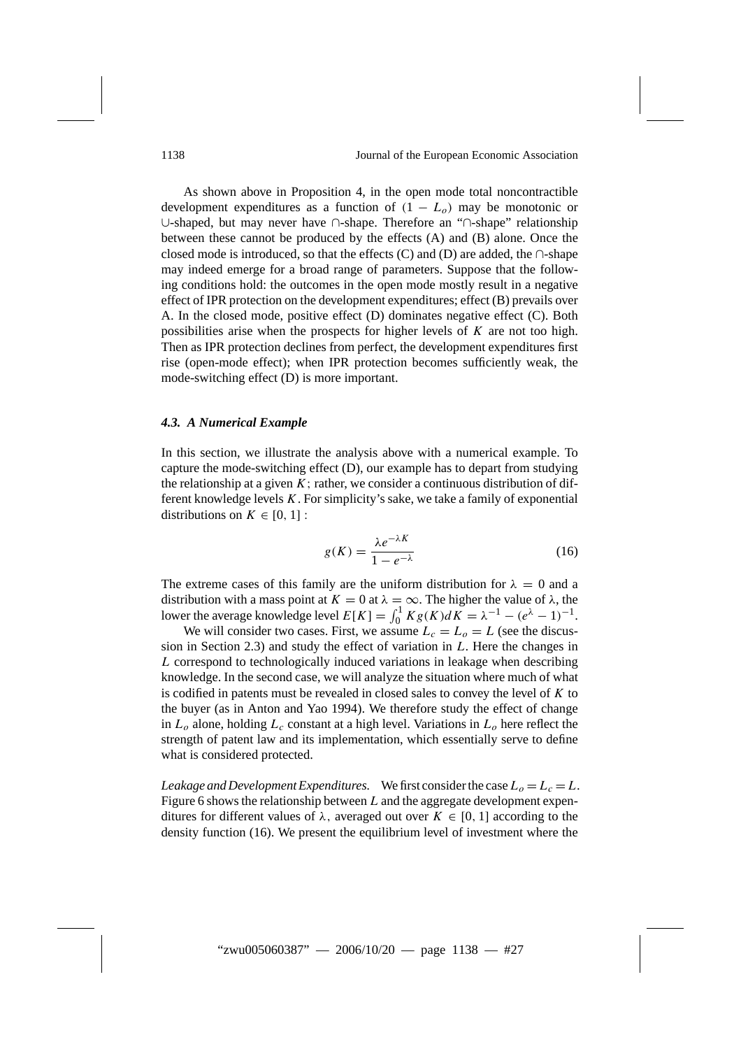As shown above in Proposition 4, in the open mode total noncontractible development expenditures as a function of $(1 - L_o)$ may be monotonic or ∪-shaped, but may never have ∩-shape. Therefore an "∩-shape" relationship between these cannot be produced by the effects (A) and (B) alone. Once the closed mode is introduced, so that the effects (C) and (D) are added, the ∩-shape may indeed emerge for a broad range of parameters. Suppose that the following conditions hold: the outcomes in the open mode mostly result in a negative effect of IPR protection on the development expenditures; effect (B) prevails over A. In the closed mode, positive effect (D) dominates negative effect (C). Both possibilities arise when the prospects for higher levels of $K$ are not too high. Then as IPR protection declines from perfect, the development expenditures first rise (open-mode effect); when IPR protection becomes sufficiently weak, the mode-switching effect (D) is more important.

### *4.3. A Numerical Example*

In this section, we illustrate the analysis above with a numerical example. To capture the mode-switching effect (D), our example has to depart from studying the relationship at a given $K$; rather, we consider a continuous distribution of different knowledge levels $K$. For simplicity's sake, we take a family of exponential distributions on $K \in [0, 1]$ :

$$g(K) = \frac{\lambda e^{-\lambda K}}{1 - e^{-\lambda}} \tag{16}$$

The extreme cases of this family are the uniform distribution for $\lambda = 0$ and a distribution with a mass point at $K = 0$ at $\lambda = \infty$. The higher the value of $\lambda$, the lower the average knowledge level $E[K] = \int_0^1 K g(K) dK = \lambda^{-1} - (e^{\lambda} - 1)^{-1}$.

We will consider two cases. First, we assume $L_c = L_o = L$ (see the discussion in Section 2.3) and study the effect of variation in $L$. Here the changes in $L$ correspond to technologically induced variations in leakage when describing knowledge. In the second case, we will analyze the situation where much of what is codified in patents must be revealed in closed sales to convey the level of $K$ to the buyer (as in Anton and Yao 1994). We therefore study the effect of change in $L_o$ alone, holding $L_c$ constant at a high level. Variations in $L_o$ here reflect the strength of patent law and its implementation, which essentially serve to define what is considered protected.

*Leakage and Development Expenditures.* We first consider the case $L_o = L_c = L$. Figure 6 shows the relationship between $L$ and the aggregate development expenditures for different values of $\lambda$, averaged out over $K \in [0, 1]$ according to the density function (16). We present the equilibrium level of investment where the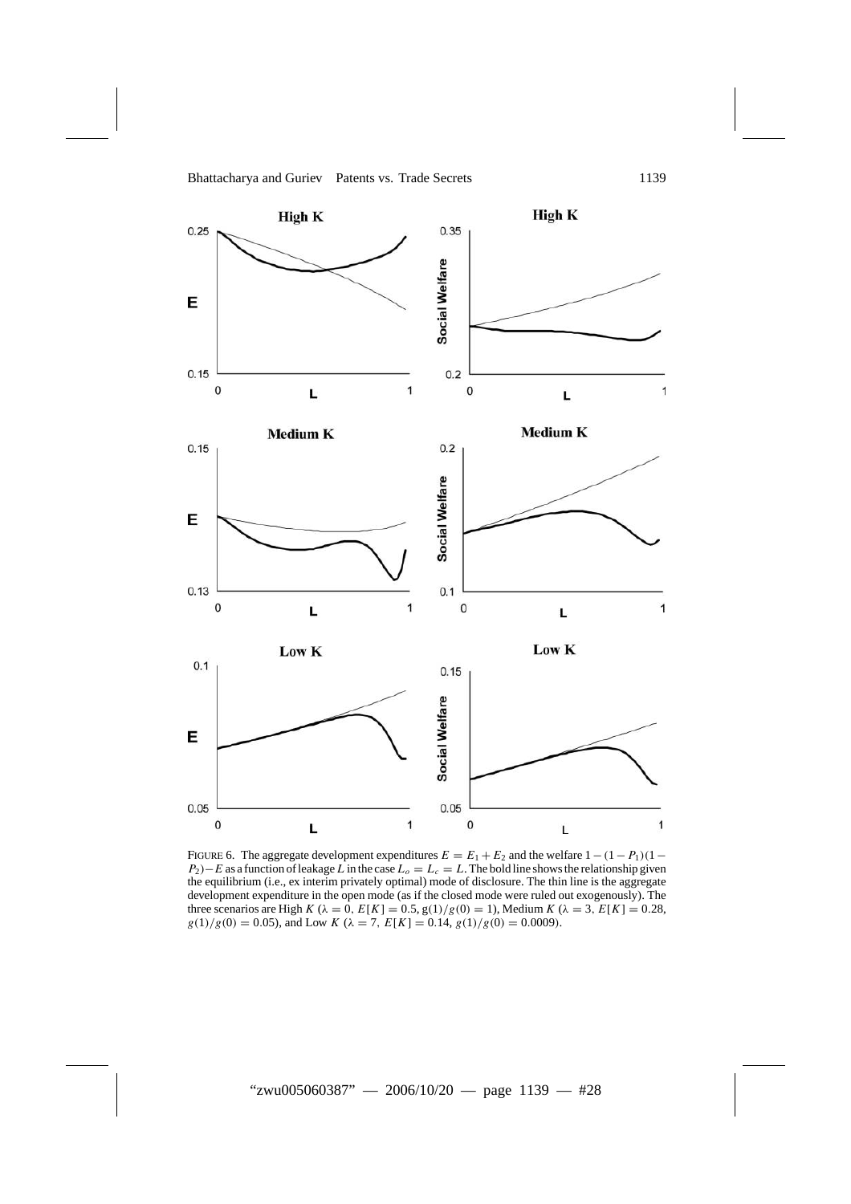FIGURE 6. The aggregate development expenditures $E = E_1 + E_2$ and the welfare $1 - (1 - P_1)(1 - P_2) - E$ as a function of leakage $L$ in the case $L_o = L_c = L$. The bold line shows the relationship given the equilibrium (i.e., ex interim privately optimal) mode of disclosure. The thin line is the aggregate development expenditure in the open mode (as if the closed mode were ruled out exogenously). The three scenarios are High $K$ ($\lambda = 0$, $E[K] = 0.5$, $g(1)/g(0) = 1$), Medium $K$ ($\lambda = 3$, $E[K] = 0.28$, $g(1)/g(0) = 0.05$), and Low $K$ ($\lambda = 7$, $E[K] = 0.14$, $g(1)/g(0) = 0.0009$).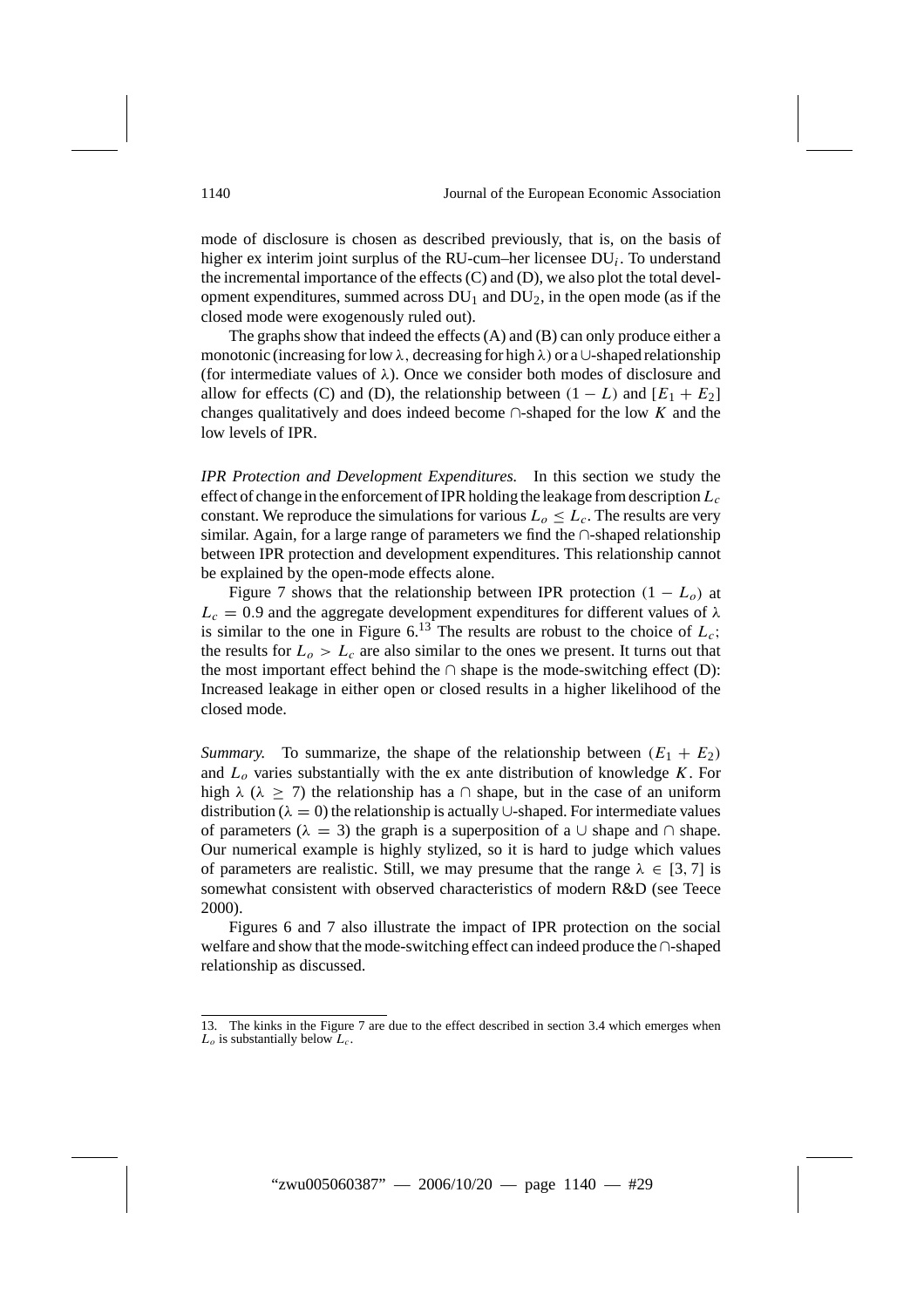mode of disclosure is chosen as described previously, that is, on the basis of higher ex interim joint surplus of the RU-cum–her licensee $DU_i$. To understand the incremental importance of the effects (C) and (D), we also plot the total development expenditures, summed across $DU_1$ and $DU_2$, in the open mode (as if the closed mode were exogenously ruled out).

The graphs show that indeed the effects (A) and (B) can only produce either a monotonic (increasing for low $\lambda$, decreasing for high $\lambda$) or a $\cup$-shaped relationship (for intermediate values of $\lambda$). Once we consider both modes of disclosure and allow for effects (C) and (D), the relationship between $(1 - L)$ and $[E_1 + E_2]$ changes qualitatively and does indeed become $\cap$-shaped for the low $K$ and the low levels of IPR.

*IPR Protection and Development Expenditures.* In this section we study the effect of change in the enforcement of IPR holding the leakage from description $L_c$ constant. We reproduce the simulations for various $L_o \leq L_c$. The results are very similar. Again, for a large range of parameters we find the $\cap$-shaped relationship between IPR protection and development expenditures. This relationship cannot be explained by the open-mode effects alone.

Figure 7 shows that the relationship between IPR protection $(1 - L_o)$ at $L_c = 0.9$ and the aggregate development expenditures for different values of $\lambda$ is similar to the one in Figure 6.[13] The results are robust to the choice of $L_c$; the results for $L_o > L_c$ are also similar to the ones we present. It turns out that the most important effect behind the $\cap$ shape is the mode-switching effect (D): Increased leakage in either open or closed results in a higher likelihood of the closed mode.

*Summary.* To summarize, the shape of the relationship between $(E_1 + E_2)$ and $L_o$ varies substantially with the ex ante distribution of knowledge $K$. For high $\lambda$ ($\lambda \geq 7$) the relationship has a $\cap$ shape, but in the case of an uniform distribution ($\lambda = 0$) the relationship is actually $\cup$-shaped. For intermediate values of parameters ($\lambda = 3$) the graph is a superposition of a $\cup$ shape and $\cap$ shape. Our numerical example is highly stylized, so it is hard to judge which values of parameters are realistic. Still, we may presume that the range $\lambda \in [3, 7]$ is somewhat consistent with observed characteristics of modern R&D (see Teece 2000).

Figures 6 and 7 also illustrate the impact of IPR protection on the social welfare and show that the mode-switching effect can indeed produce the $\cap$-shaped relationship as discussed.

---

13. The kinks in the Figure 7 are due to the effect described in section 3.4 which emerges when $L_o$ is substantially below $L_c$.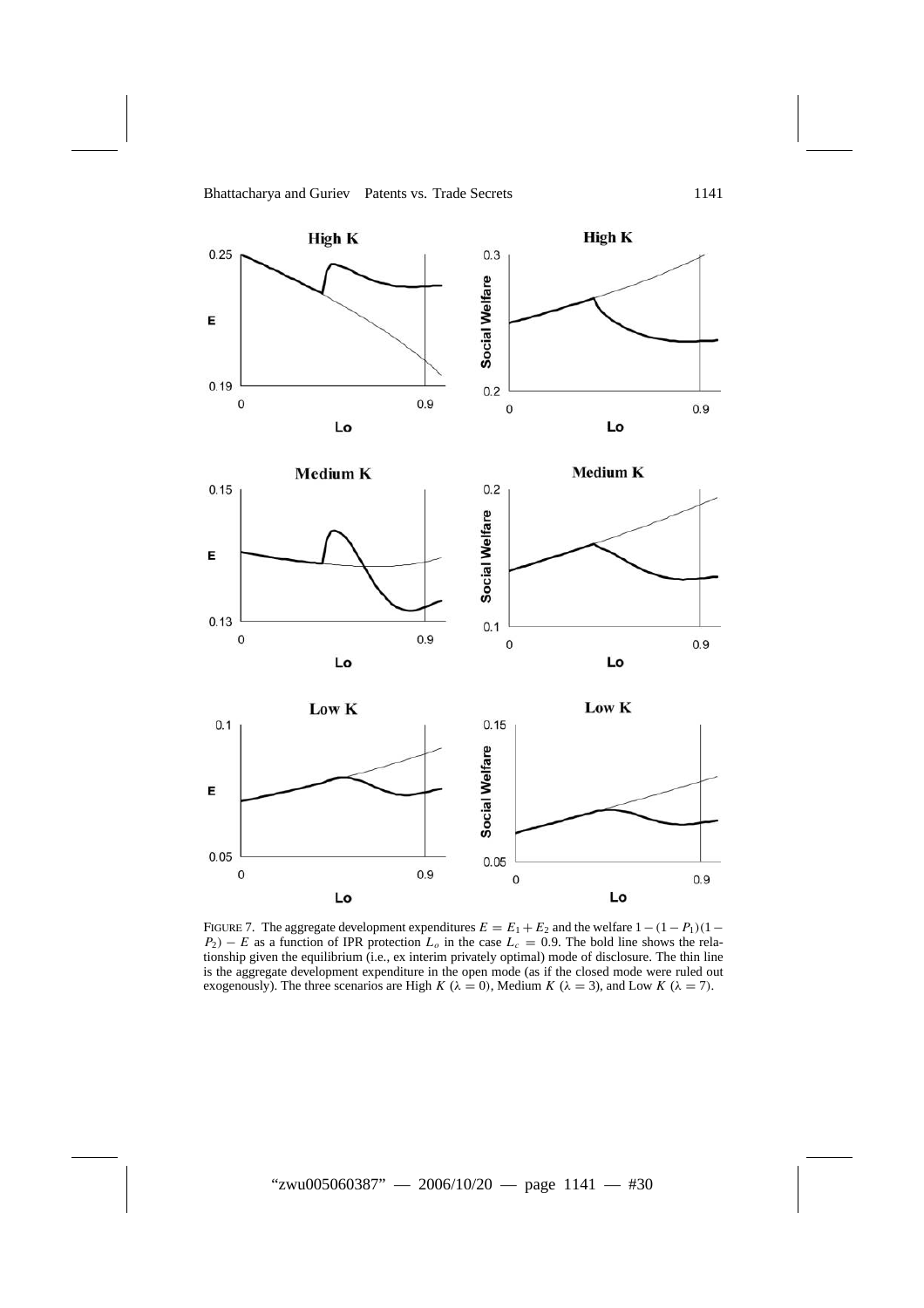FIGURE 7. The aggregate development expenditures $E = E_1 + E_2$ and the welfare $1 - (1 - P_1)(1 - P_2) - E$ as a function of IPR protection $L_o$ in the case $L_c = 0.9$. The bold line shows the relationship given the equilibrium (i.e., ex interim privately optimal) mode of disclosure. The thin line is the aggregate development expenditure in the open mode (as if the closed mode were ruled out exogenously). The three scenarios are High $K$ ($\lambda = 0$), Medium $K$ ($\lambda = 3$), and Low $K$ ($\lambda = 7$).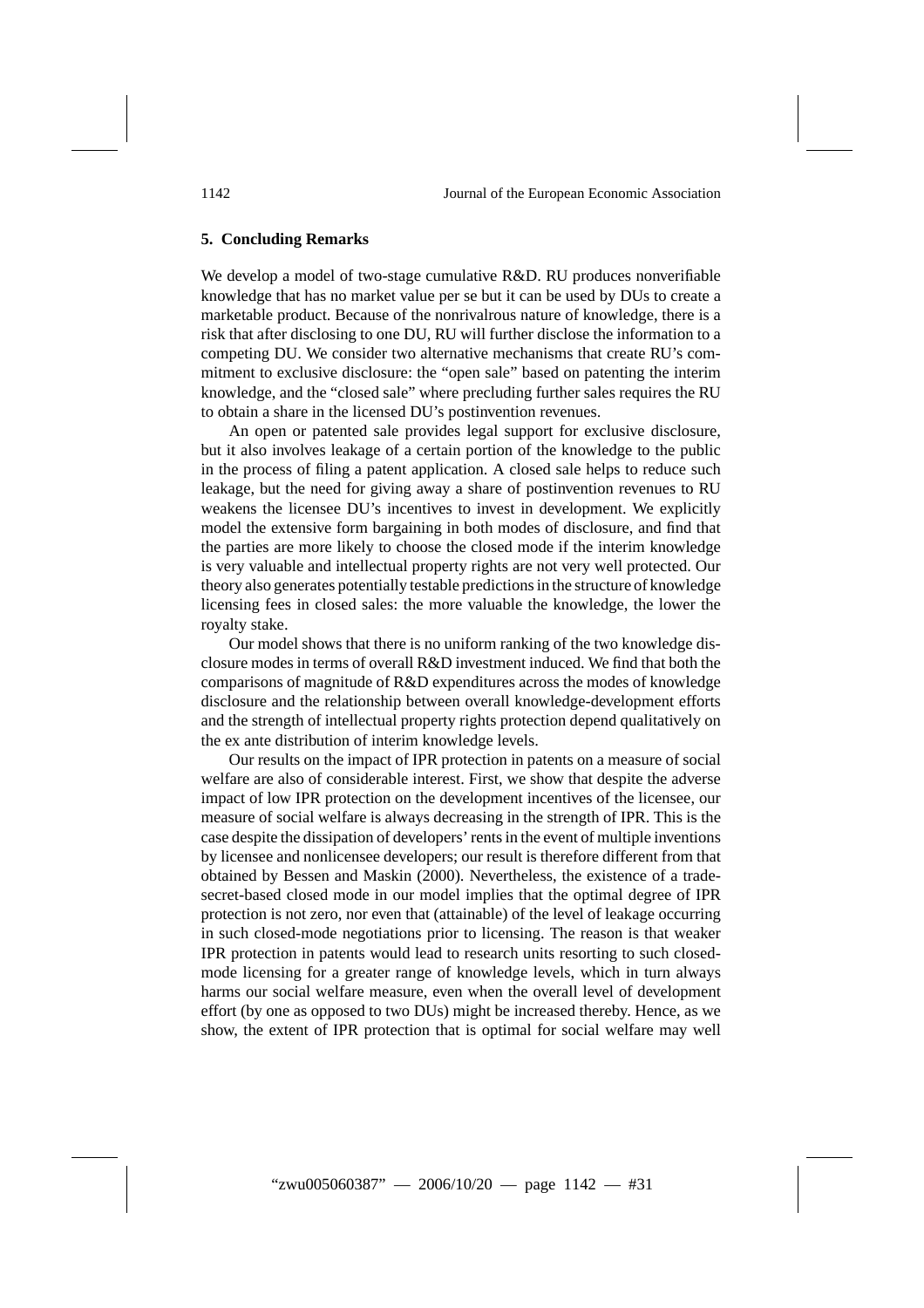## 5. Concluding Remarks

We develop a model of two-stage cumulative R&D. RU produces nonverifiable knowledge that has no market value per se but it can be used by DUs to create a marketable product. Because of the nonrivalrous nature of knowledge, there is a risk that after disclosing to one DU, RU will further disclose the information to a competing DU. We consider two alternative mechanisms that create RU's commitment to exclusive disclosure: the "open sale" based on patenting the interim knowledge, and the "closed sale" where precluding further sales requires the RU to obtain a share in the licensed DU's postinvention revenues.

An open or patented sale provides legal support for exclusive disclosure, but it also involves leakage of a certain portion of the knowledge to the public in the process of filing a patent application. A closed sale helps to reduce such leakage, but the need for giving away a share of postinvention revenues to RU weakens the licensee DU's incentives to invest in development. We explicitly model the extensive form bargaining in both modes of disclosure, and find that the parties are more likely to choose the closed mode if the interim knowledge is very valuable and intellectual property rights are not very well protected. Our theory also generates potentially testable predictions in the structure of knowledge licensing fees in closed sales: the more valuable the knowledge, the lower the royalty stake.

Our model shows that there is no uniform ranking of the two knowledge disclosure modes in terms of overall R&D investment induced. We find that both the comparisons of magnitude of R&D expenditures across the modes of knowledge disclosure and the relationship between overall knowledge-development efforts and the strength of intellectual property rights protection depend qualitatively on the ex ante distribution of interim knowledge levels.

Our results on the impact of IPR protection in patents on a measure of social welfare are also of considerable interest. First, we show that despite the adverse impact of low IPR protection on the development incentives of the licensee, our measure of social welfare is always decreasing in the strength of IPR. This is the case despite the dissipation of developers' rents in the event of multiple inventions by licensee and nonlicensee developers; our result is therefore different from that obtained by Bessen and Maskin (2000). Nevertheless, the existence of a trade-secret-based closed mode in our model implies that the optimal degree of IPR protection is not zero, nor even that (attainable) of the level of leakage occurring in such closed-mode negotiations prior to licensing. The reason is that weaker IPR protection in patents would lead to research units resorting to such closed-mode licensing for a greater range of knowledge levels, which in turn always harms our social welfare measure, even when the overall level of development effort (by one as opposed to two DUs) might be increased thereby. Hence, as we show, the extent of IPR protection that is optimal for social welfare may well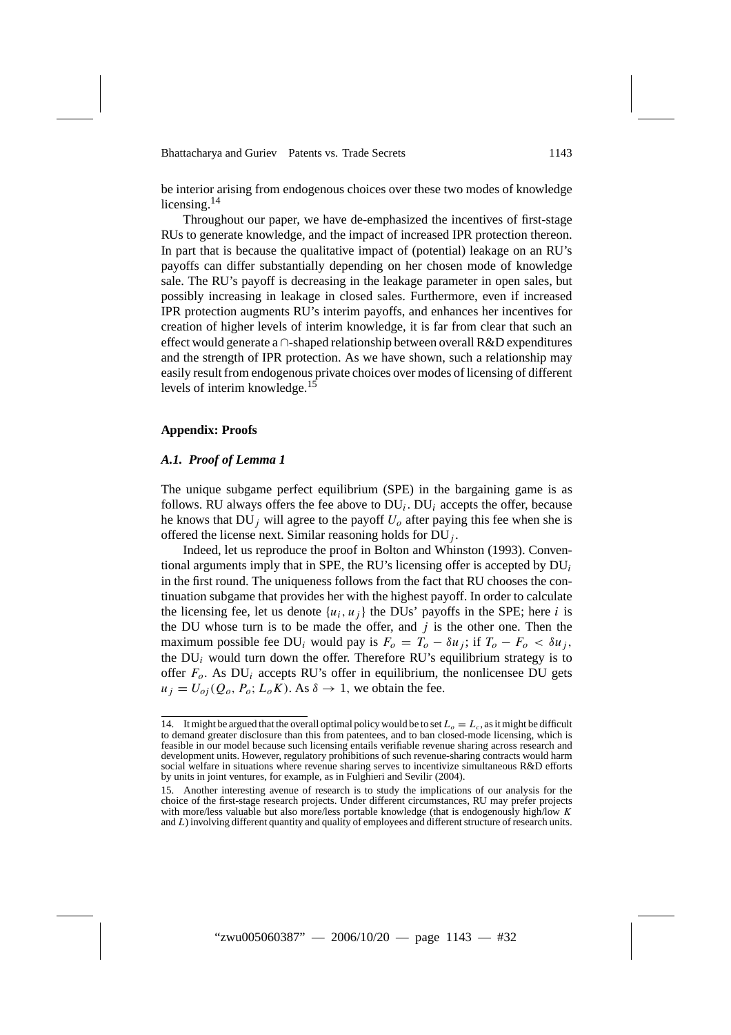be interior arising from endogenous choices over these two modes of knowledge licensing.[14]

Throughout our paper, we have de-emphasized the incentives of first-stage RUs to generate knowledge, and the impact of increased IPR protection thereon. In part that is because the qualitative impact of (potential) leakage on an RU's payoffs can differ substantially depending on her chosen mode of knowledge sale. The RU's payoff is decreasing in the leakage parameter in open sales, but possibly increasing in leakage in closed sales. Furthermore, even if increased IPR protection augments RU's interim payoffs, and enhances her incentives for creation of higher levels of interim knowledge, it is far from clear that such an effect would generate a ∩-shaped relationship between overall R&D expenditures and the strength of IPR protection. As we have shown, such a relationship may easily result from endogenous private choices over modes of licensing of different levels of interim knowledge.[15]

## Appendix: Proofs

### *A.1. Proof of Lemma 1*

The unique subgame perfect equilibrium (SPE) in the bargaining game is as follows. RU always offers the fee above to $\text{DU}_i$. $\text{DU}_i$ accepts the offer, because he knows that $\text{DU}_j$ will agree to the payoff $U_o$ after paying this fee when she is offered the license next. Similar reasoning holds for $\text{DU}_j$.

Indeed, let us reproduce the proof in Bolton and Whinston (1993). Conventional arguments imply that in SPE, the RU's licensing offer is accepted by $\text{DU}_i$ in the first round. The uniqueness follows from the fact that RU chooses the continuation subgame that provides her with the highest payoff. In order to calculate the licensing fee, let us denote $\{u_i, u_j\}$ the DUs' payoffs in the SPE; here $i$ is the DU whose turn is to be made the offer, and $j$ is the other one. Then the maximum possible fee $\text{DU}_i$ would pay is $F_o = T_o - \delta u_j$; if $T_o - F_o < \delta u_j$, the $\text{DU}_i$ would turn down the offer. Therefore RU's equilibrium strategy is to offer $F_o$. As $\text{DU}_i$ accepts RU's offer in equilibrium, the nonlicensee DU gets $u_j = U_{oj}(Q_o, P_o; L_o K)$. As $\delta \to 1$, we obtain the fee.

---

14. It might be argued that the overall optimal policy would be to set $L_o = L_c$, as it might be difficult to demand greater disclosure than this from patentees, and to ban closed-mode licensing, which is feasible in our model because such licensing entails verifiable revenue sharing across research and development units. However, regulatory prohibitions of such revenue-sharing contracts would harm social welfare in situations where revenue sharing serves to incentivize simultaneous R&D efforts by units in joint ventures, for example, as in Fulghieri and Sevilir (2004).

15. Another interesting avenue of research is to study the implications of our analysis for the choice of the first-stage research projects. Under different circumstances, RU may prefer projects with more/less valuable but also more/less portable knowledge (that is endogenously high/low $K$ and $L$) involving different quantity and quality of employees and different structure of research units.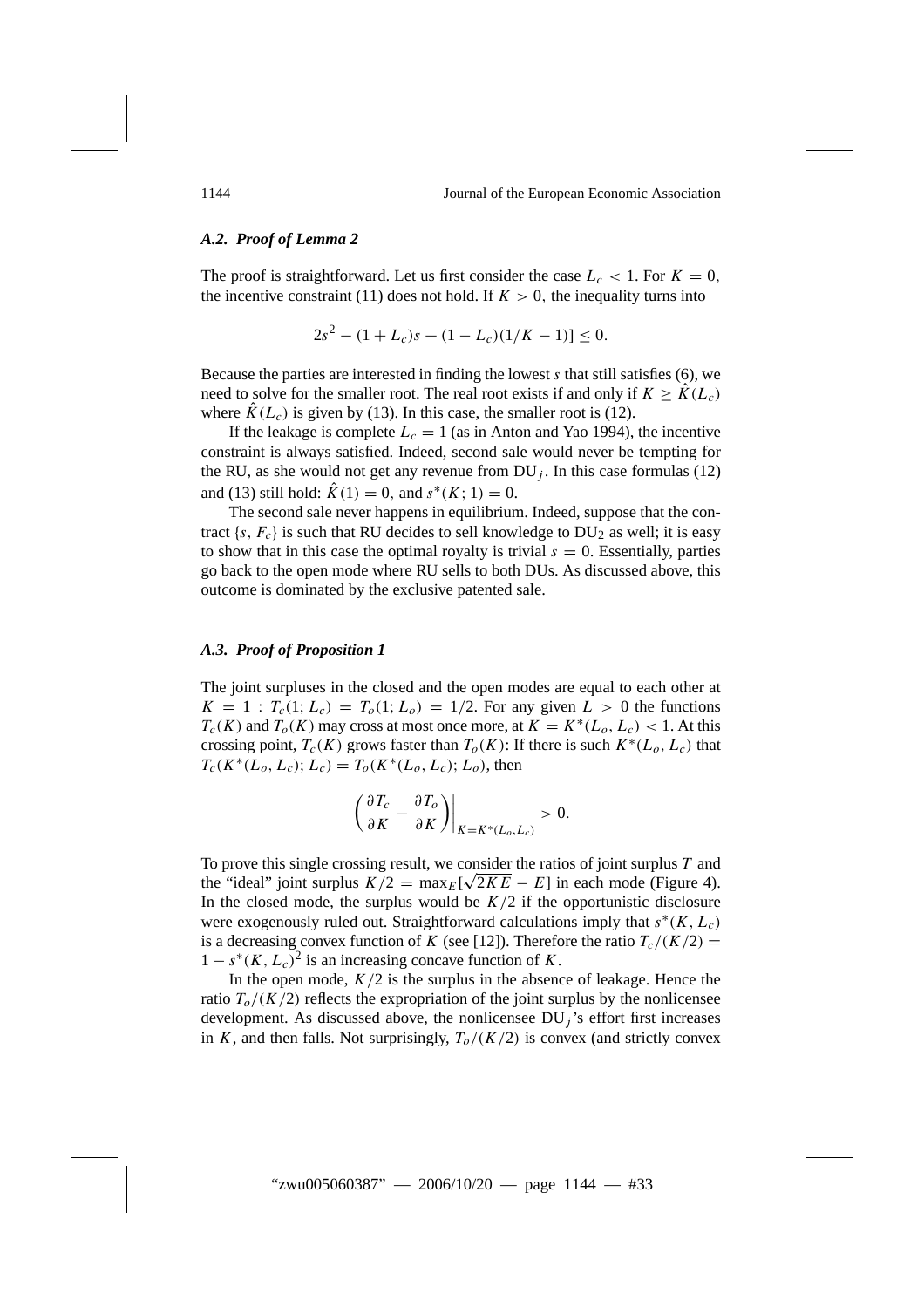### *A.2. Proof of Lemma 2*

The proof is straightforward. Let us first consider the case $L_c < 1$. For $K = 0$, the incentive constraint (11) does not hold. If $K > 0$, the inequality turns into

$$2s^2 - (1 + L_c)s + (1 - L_c)(1/K - 1)] \leq 0.$$

Because the parties are interested in finding the lowest $s$ that still satisfies (6), we need to solve for the smaller root. The real root exists if and only if $K \geq \hat{K}(L_c)$ where $\hat{K}(L_c)$ is given by (13). In this case, the smaller root is (12).

If the leakage is complete $L_c = 1$ (as in Anton and Yao 1994), the incentive constraint is always satisfied. Indeed, second sale would never be tempting for the RU, as she would not get any revenue from $\text{DU}_j$. In this case formulas (12) and (13) still hold: $\hat{K}(1) = 0$, and $s^*(K; 1) = 0$.

The second sale never happens in equilibrium. Indeed, suppose that the contract $\{s, F_c\}$ is such that RU decides to sell knowledge to $\text{DU}_2$ as well; it is easy to show that in this case the optimal royalty is trivial $s = 0$. Essentially, parties go back to the open mode where RU sells to both DUs. As discussed above, this outcome is dominated by the exclusive patented sale.

### *A.3. Proof of Proposition 1*

The joint surpluses in the closed and the open modes are equal to each other at $K = 1 : T_c(1; L_c) = T_o(1; L_o) = 1/2$. For any given $L > 0$ the functions $T_c(K)$ and $T_o(K)$ may cross at most once more, at $K = K^*(L_o, L_c) < 1$. At this crossing point, $T_c(K)$ grows faster than $T_o(K)$: If there is such $K^*(L_o, L_c)$ that $T_c(K^*(L_o, L_c); L_c) = T_o(K^*(L_o, L_c); L_o)$, then

$$\left(\frac{\partial T_c}{\partial K} - \frac{\partial T_o}{\partial K}\right)\bigg|_{K=K^*(L_o,L_c)} > 0.$$

To prove this single crossing result, we consider the ratios of joint surplus $T$ and the "ideal" joint surplus $K/2 = \max_E[\sqrt{2KE} - E]$ in each mode (Figure 4). In the closed mode, the surplus would be $K/2$ if the opportunistic disclosure were exogenously ruled out. Straightforward calculations imply that $s^*(K, L_c)$ is a decreasing convex function of $K$ (see [12]). Therefore the ratio $T_c/(K/2) = 1 - s^*(K, L_c)^2$ is an increasing concave function of $K$.

In the open mode, $K/2$ is the surplus in the absence of leakage. Hence the ratio $T_o/(K/2)$ reflects the expropriation of the joint surplus by the nonlicensee development. As discussed above, the nonlicensee $\text{DU}_j$'s effort first increases in $K$, and then falls. Not surprisingly, $T_o/(K/2)$ is convex (and strictly convex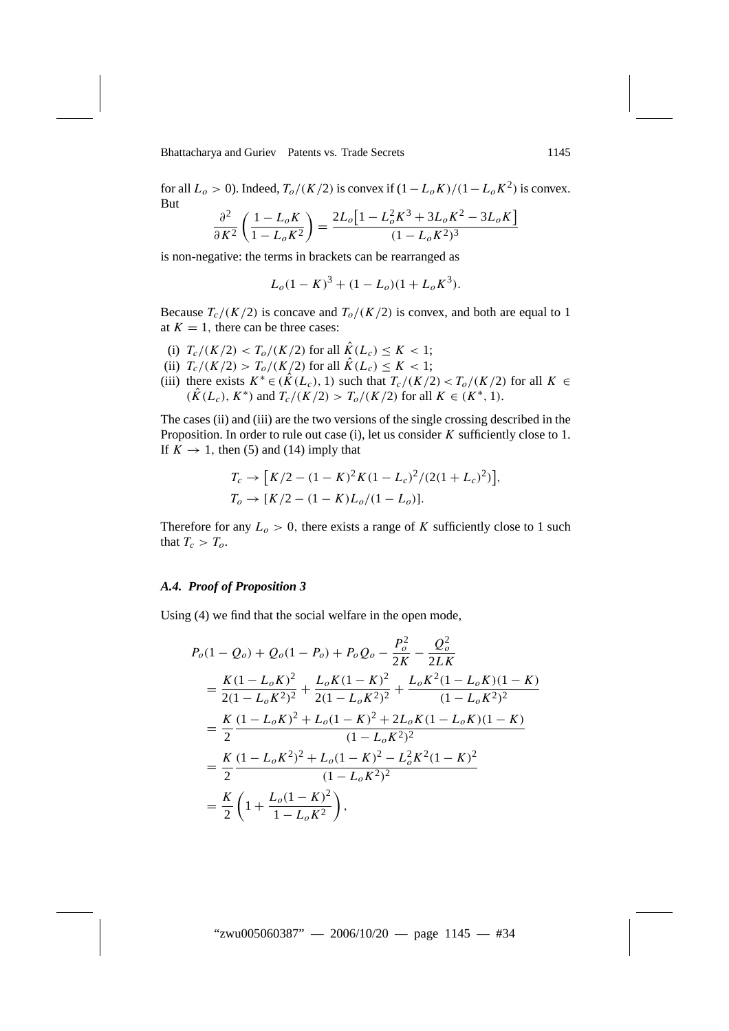for all $L_o > 0$). Indeed, $T_o/(K/2)$ is convex if $(1 - L_o K)/(1 - L_o K^2)$ is convex. But

$$\frac{\partial^2}{\partial K^2}\left(\frac{1 - L_o K}{1 - L_o K^2}\right) = \frac{2L_o\left[1 - L_o^2 K^3 + 3L_o K^2 - 3L_o K\right]}{(1 - L_o K^2)^3}$$

is non-negative: the terms in brackets can be rearranged as

$$L_o(1 - K)^3 + (1 - L_o)(1 + L_o K^3).$$

Because $T_c/(K/2)$ is concave and $T_o/(K/2)$ is convex, and both are equal to 1 at $K = 1$, there can be three cases:

(i) $T_c/(K/2) < T_o/(K/2)$ for all $\hat{K}(L_c) \leq K < 1$;
(ii) $T_c/(K/2) > T_o/(K/2)$ for all $\hat{K}(L_c) \leq K < 1$;
(iii) there exists $K^* \in (\hat{K}(L_c), 1)$ such that $T_c/(K/2) < T_o/(K/2)$ for all $K \in (\hat{K}(L_c), K^*)$ and $T_c/(K/2) > T_o/(K/2)$ for all $K \in (K^*, 1)$.

The cases (ii) and (iii) are the two versions of the single crossing described in the Proposition. In order to rule out case (i), let us consider $K$ sufficiently close to 1. If $K \to 1$, then (5) and (14) imply that

$$T_c \to \left[K/2 - (1 - K)^2 K(1 - L_c)^2/(2(1 + L_c)^2)\right],$$
$$T_o \to [K/2 - (1 - K)L_o/(1 - L_o)].$$

Therefore for any $L_o > 0$, there exists a range of $K$ sufficiently close to 1 such that $T_c > T_o$.

### *A.4. Proof of Proposition 3*

Using (4) we find that the social welfare in the open mode,

$$\begin{aligned}
P_o(1 - Q_o) &+ Q_o(1 - P_o) + P_o Q_o - \frac{P_o^2}{2K} - \frac{Q_o^2}{2LK} \\
&= \frac{K(1 - L_o K)^2}{2(1 - L_o K^2)^2} + \frac{L_o K(1 - K)^2}{2(1 - L_o K^2)^2} + \frac{L_o K^2(1 - L_o K)(1 - K)}{(1 - L_o K^2)^2} \\
&= \frac{K}{2}\frac{(1 - L_o K)^2 + L_o(1 - K)^2 + 2L_o K(1 - L_o K)(1 - K)}{(1 - L_o K^2)^2} \\
&= \frac{K}{2}\frac{(1 - L_o K^2)^2 + L_o(1 - K)^2 - L_o^2 K^2(1 - K)^2}{(1 - L_o K^2)^2} \\
&= \frac{K}{2}\left(1 + \frac{L_o(1 - K)^2}{1 - L_o K^2}\right),
\end{aligned}$$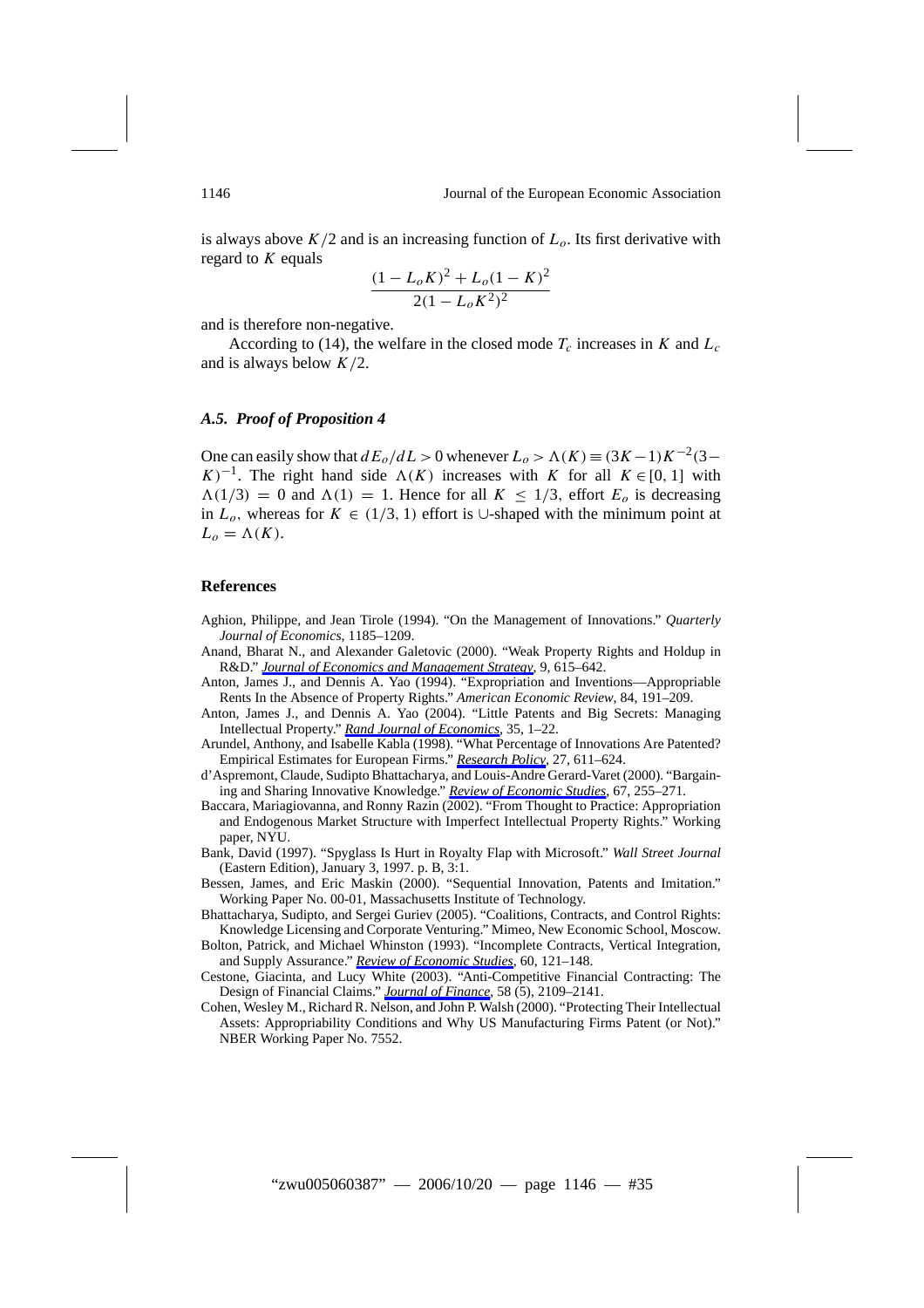is always above $K/2$ and is an increasing function of $L_o$. Its first derivative with regard to $K$ equals

$$\frac{(1 - L_o K)^2 + L_o(1 - K)^2}{2(1 - L_o K^2)^2}$$

and is therefore non-negative.

According to (14), the welfare in the closed mode $T_c$ increases in $K$ and $L_c$ and is always below $K/2$.

### *A.5. Proof of Proposition 4*

One can easily show that $dE_o/dL > 0$ whenever $L_o > \Lambda(K) \equiv (3K - 1)K^{-2}(3 - K)^{-1}$. The right hand side $\Lambda(K)$ increases with $K$ for all $K \in [0, 1]$ with $\Lambda(1/3) = 0$ and $\Lambda(1) = 1$. Hence for all $K \leq 1/3$, effort $E_o$ is decreasing in $L_o$, whereas for $K \in (1/3, 1)$ effort is $\cup$-shaped with the minimum point at $L_o = \Lambda(K)$.

## References

Aghion, Philippe, and Jean Tirole (1994). "On the Management of Innovations." *Quarterly Journal of Economics*, 1185–1209.

Anand, Bharat N., and Alexander Galetovic (2000). "Weak Property Rights and Holdup in R&D." *Journal of Economics and Management Strategy*, 9, 615–642.

Anton, James J., and Dennis A. Yao (1994). "Expropriation and Inventions—Appropriable Rents In the Absence of Property Rights." *American Economic Review*, 84, 191–209.

Anton, James J., and Dennis A. Yao (2004). "Little Patents and Big Secrets: Managing Intellectual Property." *Rand Journal of Economics*, 35, 1–22.

Arundel, Anthony, and Isabelle Kabla (1998). "What Percentage of Innovations Are Patented? Empirical Estimates for European Firms." *Research Policy*, 27, 611–624.

d'Aspremont, Claude, Sudipto Bhattacharya, and Louis-Andre Gerard-Varet (2000). "Bargaining and Sharing Innovative Knowledge." *Review of Economic Studies*, 67, 255–271.

Baccara, Mariagiovanna, and Ronny Razin (2002). "From Thought to Practice: Appropriation and Endogenous Market Structure with Imperfect Intellectual Property Rights." Working paper, NYU.

Bank, David (1997). "Spyglass Is Hurt in Royalty Flap with Microsoft." *Wall Street Journal* (Eastern Edition), January 3, 1997. p. B, 3:1.

Bessen, James, and Eric Maskin (2000). "Sequential Innovation, Patents and Imitation." Working Paper No. 00-01, Massachusetts Institute of Technology.

Bhattacharya, Sudipto, and Sergei Guriev (2005). "Coalitions, Contracts, and Control Rights: Knowledge Licensing and Corporate Venturing." Mimeo, New Economic School, Moscow.

Bolton, Patrick, and Michael Whinston (1993). "Incomplete Contracts, Vertical Integration, and Supply Assurance." *Review of Economic Studies*, 60, 121–148.

Cestone, Giacinta, and Lucy White (2003). "Anti-Competitive Financial Contracting: The Design of Financial Claims." *Journal of Finance*, 58 (5), 2109–2141.

Cohen, Wesley M., Richard R. Nelson, and John P. Walsh (2000). "Protecting Their Intellectual Assets: Appropriability Conditions and Why US Manufacturing Firms Patent (or Not)." NBER Working Paper No. 7552.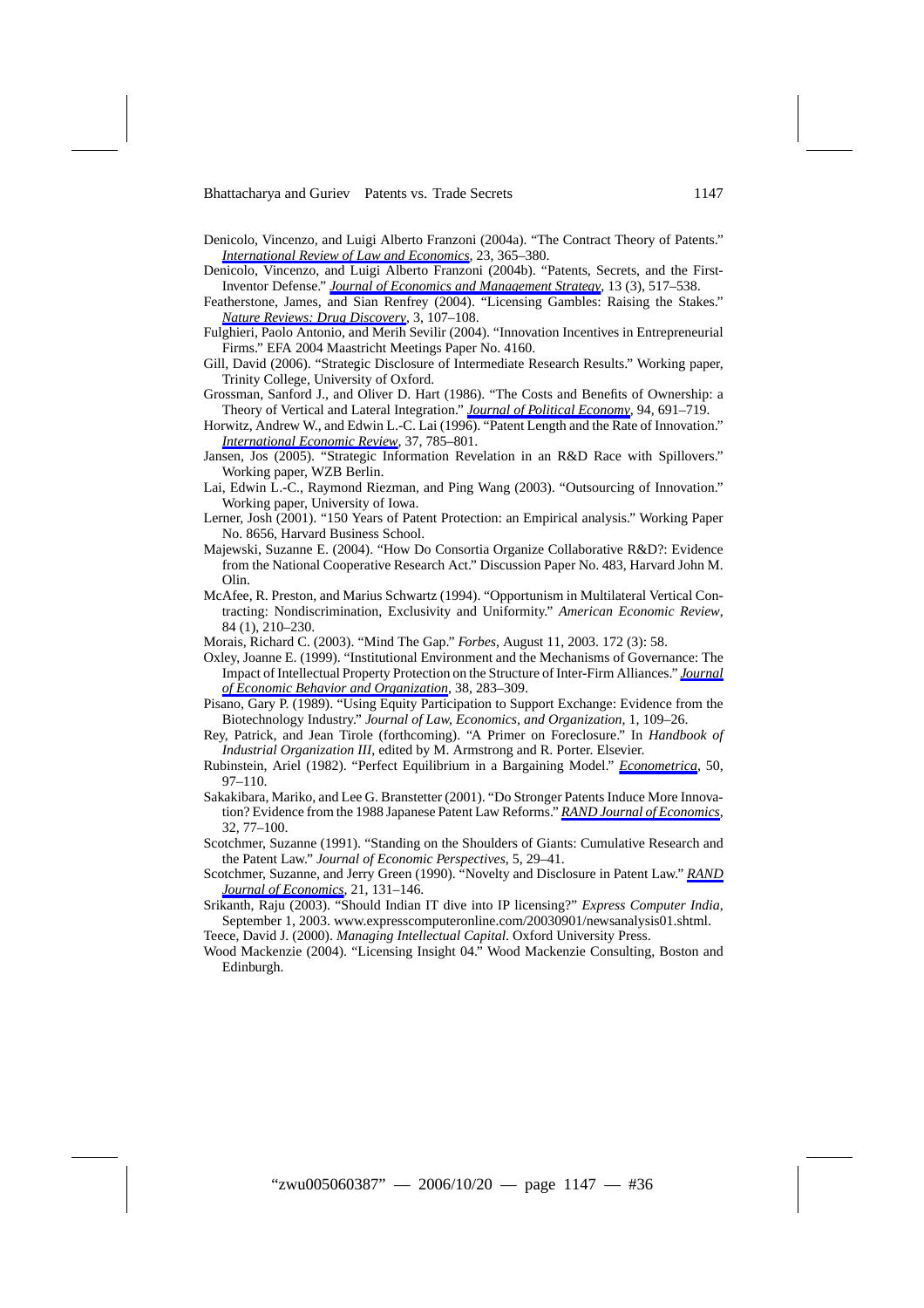Denicolo, Vincenzo, and Luigi Alberto Franzoni (2004a). "The Contract Theory of Patents." *International Review of Law and Economics*, 23, 365–380.

Denicolo, Vincenzo, and Luigi Alberto Franzoni (2004b). "Patents, Secrets, and the First-Inventor Defense." *Journal of Economics and Management Strategy*, 13 (3), 517–538.

Featherstone, James, and Sian Renfrey (2004). "Licensing Gambles: Raising the Stakes." *Nature Reviews: Drug Discovery*, 3, 107–108.

Fulghieri, Paolo Antonio, and Merih Sevilir (2004). "Innovation Incentives in Entrepreneurial Firms." EFA 2004 Maastricht Meetings Paper No. 4160.

Gill, David (2006). "Strategic Disclosure of Intermediate Research Results." Working paper, Trinity College, University of Oxford.

Grossman, Sanford J., and Oliver D. Hart (1986). "The Costs and Benefits of Ownership: a Theory of Vertical and Lateral Integration." *Journal of Political Economy*, 94, 691–719.

Horwitz, Andrew W., and Edwin L.-C. Lai (1996). "Patent Length and the Rate of Innovation." *International Economic Review*, 37, 785–801.

Jansen, Jos (2005). "Strategic Information Revelation in an R&D Race with Spillovers." Working paper, WZB Berlin.

Lai, Edwin L.-C., Raymond Riezman, and Ping Wang (2003). "Outsourcing of Innovation." Working paper, University of Iowa.

Lerner, Josh (2001). "150 Years of Patent Protection: an Empirical analysis." Working Paper No. 8656, Harvard Business School.

Majewski, Suzanne E. (2004). "How Do Consortia Organize Collaborative R&D?: Evidence from the National Cooperative Research Act." Discussion Paper No. 483, Harvard John M. Olin.

McAfee, R. Preston, and Marius Schwartz (1994). "Opportunism in Multilateral Vertical Contracting: Nondiscrimination, Exclusivity and Uniformity." *American Economic Review*, 84 (1), 210–230.

Morais, Richard C. (2003). "Mind The Gap." *Forbes*, August 11, 2003. 172 (3): 58.

Oxley, Joanne E. (1999). "Institutional Environment and the Mechanisms of Governance: The Impact of Intellectual Property Protection on the Structure of Inter-Firm Alliances." *Journal of Economic Behavior and Organization*, 38, 283–309.

Pisano, Gary P. (1989). "Using Equity Participation to Support Exchange: Evidence from the Biotechnology Industry." *Journal of Law, Economics, and Organization*, 1, 109–26.

Rey, Patrick, and Jean Tirole (forthcoming). "A Primer on Foreclosure." In *Handbook of Industrial Organization III*, edited by M. Armstrong and R. Porter. Elsevier.

Rubinstein, Ariel (1982). "Perfect Equilibrium in a Bargaining Model." *Econometrica*, 50, 97–110.

Sakakibara, Mariko, and Lee G. Branstetter (2001). "Do Stronger Patents Induce More Innovation? Evidence from the 1988 Japanese Patent Law Reforms." *RAND Journal of Economics*, 32, 77–100.

Scotchmer, Suzanne (1991). "Standing on the Shoulders of Giants: Cumulative Research and the Patent Law." *Journal of Economic Perspectives*, 5, 29–41.

Scotchmer, Suzanne, and Jerry Green (1990). "Novelty and Disclosure in Patent Law." *RAND Journal of Economics*, 21, 131–146.

Srikanth, Raju (2003). "Should Indian IT dive into IP licensing?" *Express Computer India*, September 1, 2003. www.expresscomputeronline.com/20030901/newsanalysis01.shtml.

Teece, David J. (2000). *Managing Intellectual Capital*. Oxford University Press.

Wood Mackenzie (2004). "Licensing Insight 04." Wood Mackenzie Consulting, Boston and Edinburgh.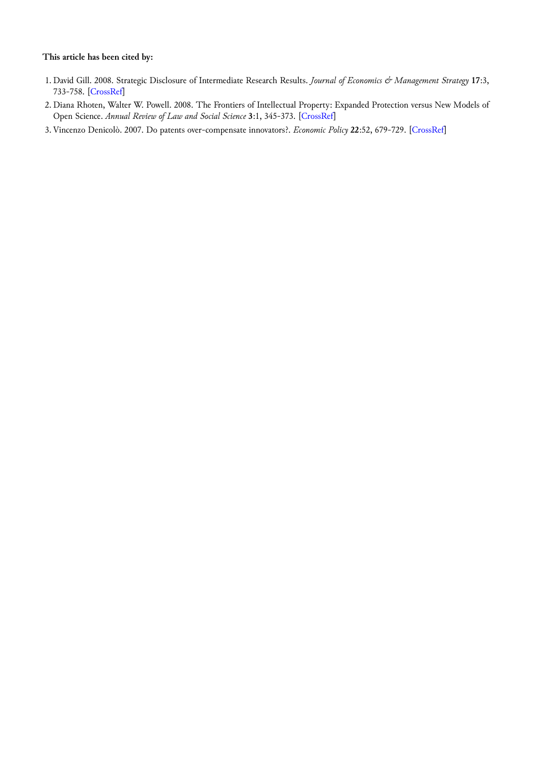**This article has been cited by:**

1. David Gill. 2008. Strategic Disclosure of Intermediate Research Results. *Journal of Economics & Management Strategy* **17**:3, 733-758. [CrossRef]
2. Diana Rhoten, Walter W. Powell. 2008. The Frontiers of Intellectual Property: Expanded Protection versus New Models of Open Science. *Annual Review of Law and Social Science* **3**:1, 345-373. [CrossRef]
3. Vincenzo Denicolò. 2007. Do patents over-compensate innovators?. *Economic Policy* **22**:52, 679-729. [CrossRef]